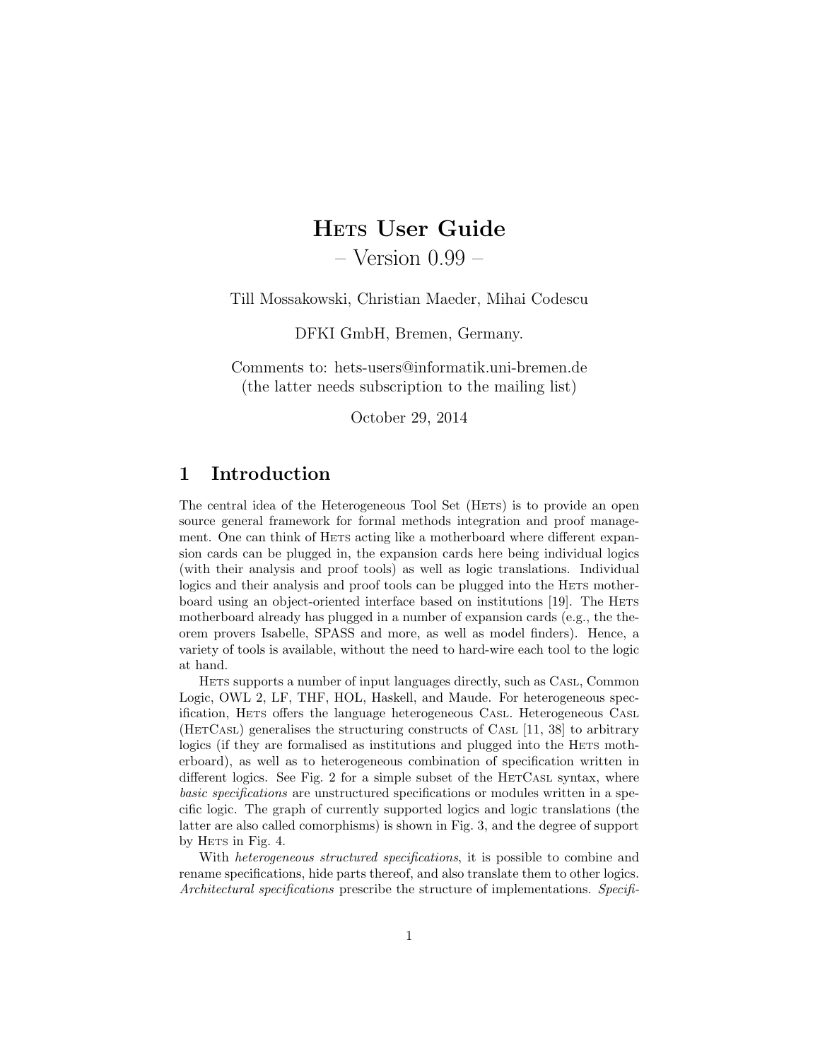# Hets User Guide

## – Version 0.99 –

Till Mossakowski, Christian Maeder, Mihai Codescu

DFKI GmbH, Bremen, Germany.

Comments to: hets-users@informatik.uni-bremen.de
(the latter needs subscription to the mailing list)

October 29, 2014

## 1 Introduction

The central idea of the Heterogeneous Tool Set (Hets) is to provide an open source general framework for formal methods integration and proof management. One can think of Hets acting like a motherboard where different expansion cards can be plugged in, the expansion cards here being individual logics (with their analysis and proof tools) as well as logic translations. Individual logics and their analysis and proof tools can be plugged into the Hets motherboard using an object-oriented interface based on institutions [19]. The Hets motherboard already has plugged in a number of expansion cards (e.g., the theorem provers Isabelle, SPASS and more, as well as model finders). Hence, a variety of tools is available, without the need to hard-wire each tool to the logic at hand.

Hets supports a number of input languages directly, such as Casl, Common Logic, OWL 2, LF, THF, HOL, Haskell, and Maude. For heterogeneous specification, Hets offers the language heterogeneous Casl. Heterogeneous Casl (HetCasl) generalises the structuring constructs of Casl [11, 38] to arbitrary logics (if they are formalised as institutions and plugged into the Hets motherboard), as well as to heterogeneous combination of specification written in different logics. See Fig. 2 for a simple subset of the HetCasl syntax, where *basic specifications* are unstructured specifications or modules written in a specific logic. The graph of currently supported logics and logic translations (the latter are also called comorphisms) is shown in Fig. 3, and the degree of support by Hets in Fig. 4.

With *heterogeneous structured specifications*, it is possible to combine and rename specifications, hide parts thereof, and also translate them to other logics. *Architectural specifications* prescribe the structure of implementations. *Specifi-*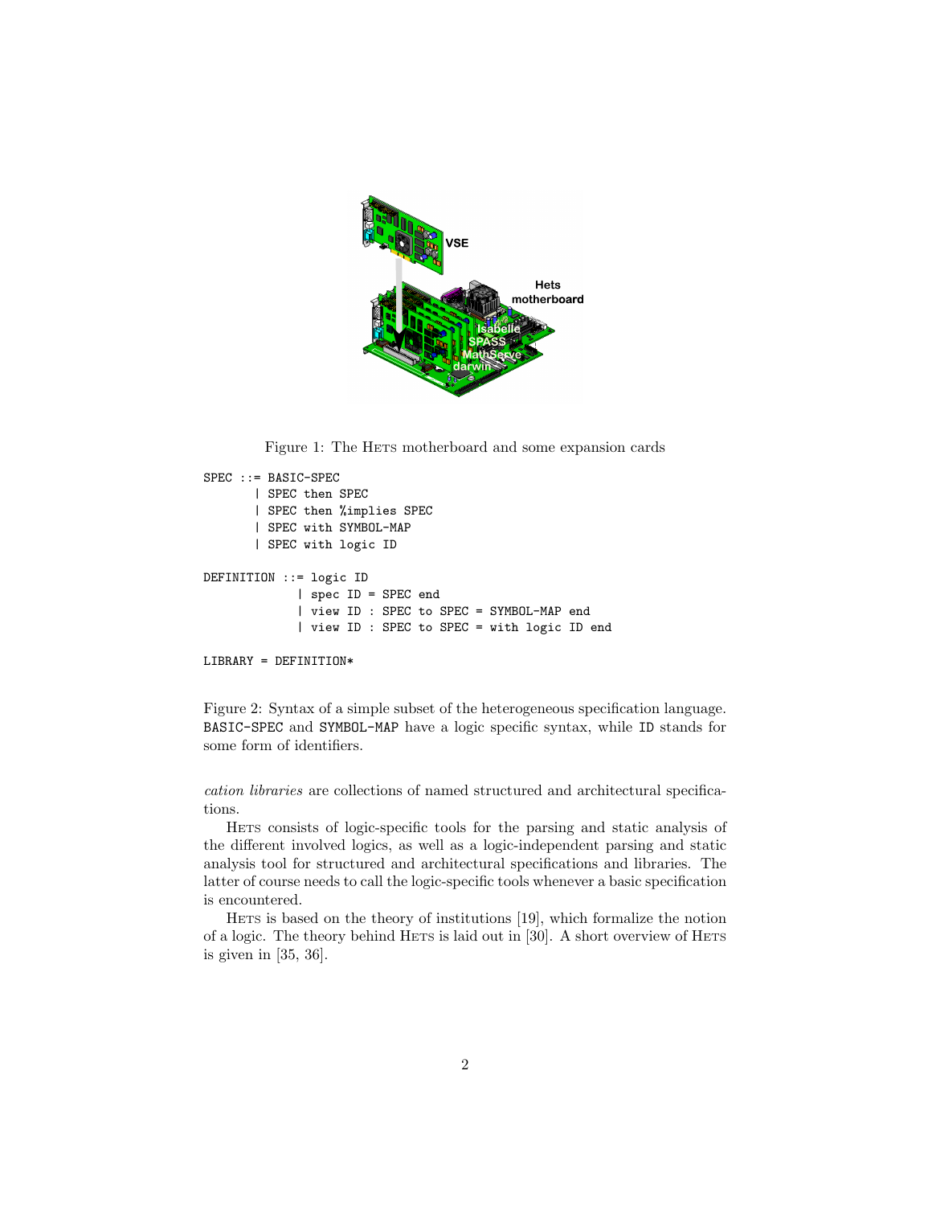Figure 1: The HETS motherboard and some expansion cards

```
SPEC ::= BASIC-SPEC
       | SPEC then SPEC
       | SPEC then %implies SPEC
       | SPEC with SYMBOL-MAP
       | SPEC with logic ID

DEFINITION ::= logic ID
             | spec ID = SPEC end
             | view ID : SPEC to SPEC = SYMBOL-MAP end
             | view ID : SPEC to SPEC = with logic ID end

LIBRARY = DEFINITION*
```

Figure 2: Syntax of a simple subset of the heterogeneous specification language. `BASIC-SPEC` and `SYMBOL-MAP` have a logic specific syntax, while `ID` stands for some form of identifiers.

*cation libraries* are collections of named structured and architectural specifications.

HETS consists of logic-specific tools for the parsing and static analysis of the different involved logics, as well as a logic-independent parsing and static analysis tool for structured and architectural specifications and libraries. The latter of course needs to call the logic-specific tools whenever a basic specification is encountered.

HETS is based on the theory of institutions [19], which formalize the notion of a logic. The theory behind HETS is laid out in [30]. A short overview of HETS is given in [35, 36].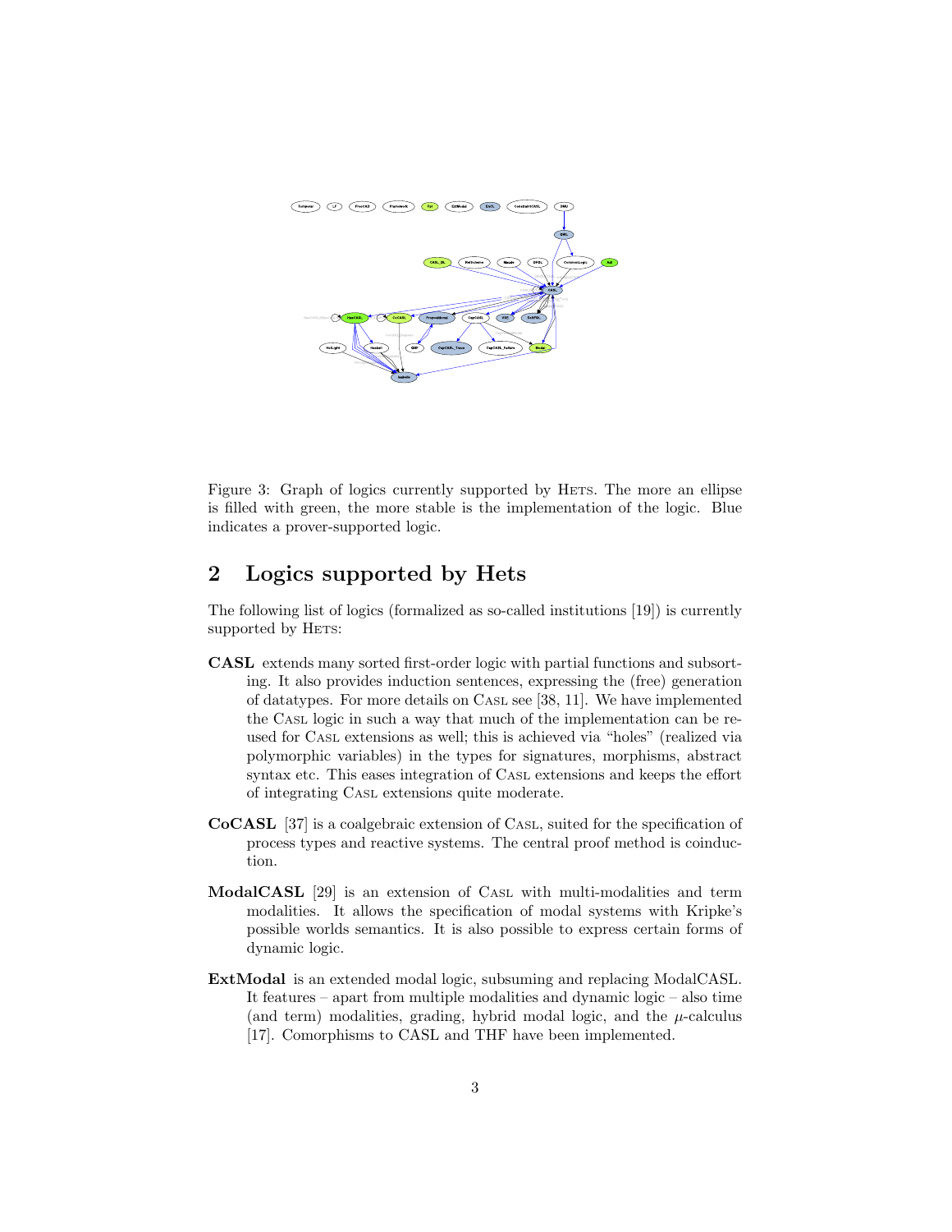Figure 3: Graph of logics currently supported by HETS. The more an ellipse is filled with green, the more stable is the implementation of the logic. Blue indicates a prover-supported logic.

## 2 Logics supported by Hets

The following list of logics (formalized as so-called institutions [19]) is currently supported by HETS:

**CASL** extends many sorted first-order logic with partial functions and subsorting. It also provides induction sentences, expressing the (free) generation of datatypes. For more details on CASL see [38, 11]. We have implemented the CASL logic in such a way that much of the implementation can be re-used for CASL extensions as well; this is achieved via "holes" (realized via polymorphic variables) in the types for signatures, morphisms, abstract syntax etc. This eases integration of CASL extensions and keeps the effort of integrating CASL extensions quite moderate.

**CoCASL** [37] is a coalgebraic extension of CASL, suited for the specification of process types and reactive systems. The central proof method is coinduction.

**ModalCASL** [29] is an extension of CASL with multi-modalities and term modalities. It allows the specification of modal systems with Kripke's possible worlds semantics. It is also possible to express certain forms of dynamic logic.

**ExtModal** is an extended modal logic, subsuming and replacing ModalCASL. It features – apart from multiple modalities and dynamic logic – also time (and term) modalities, grading, hybrid modal logic, and the $\mu$-calculus [17]. Comorphisms to CASL and THF have been implemented.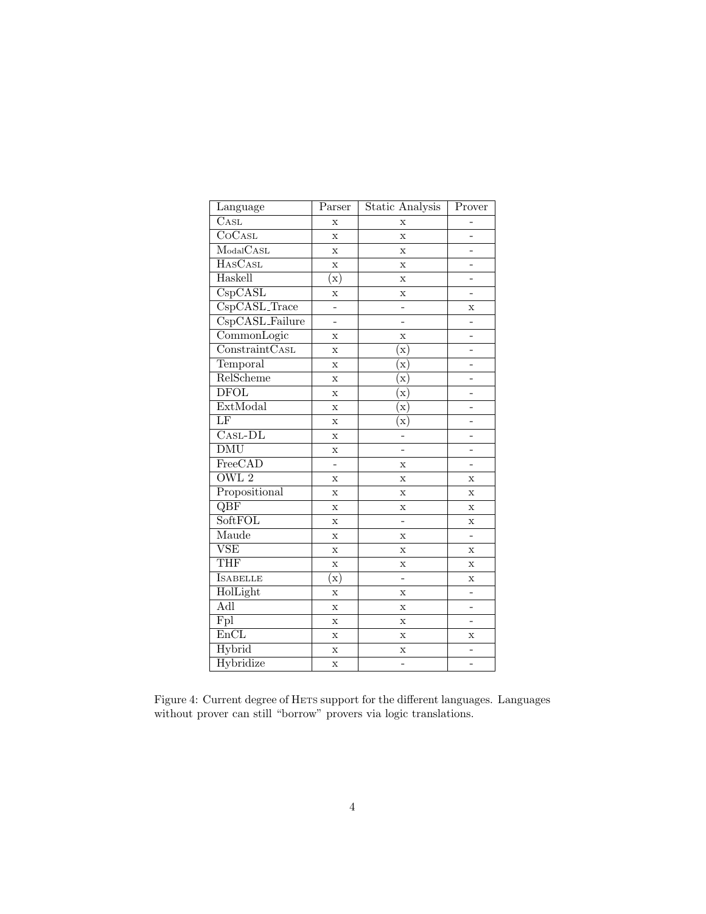| Language | Parser | Static Analysis | Prover |
| --- | --- | --- | --- |
| CASL | x | x | - |
| CoCASL | x | x | - |
| ModalCASL | x | x | - |
| HasCASL | x | x | - |
| Haskell | (x) | x | - |
| CspCASL | x | x | - |
| CspCASL_Trace | - | - | x |
| CspCASL_Failure | - | - | - |
| CommonLogic | x | x | - |
| ConstraintCASL | x | (x) | - |
| Temporal | x | (x) | - |
| RelScheme | x | (x) | - |
| DFOL | x | (x) | - |
| ExtModal | x | (x) | - |
| LF | x | (x) | - |
| CASL-DL | x | - | - |
| DMU | x | - | - |
| FreeCAD | - | x | - |
| OWL 2 | x | x | x |
| Propositional | x | x | x |
| QBF | x | x | x |
| SoftFOL | x | - | x |
| Maude | x | x | - |
| VSE | x | x | x |
| THF | x | x | x |
| ISABELLE | (x) | - | x |
| HolLight | x | x | - |
| Adl | x | x | - |
| Fpl | x | x | - |
| EnCL | x | x | x |
| Hybrid | x | x | - |
| Hybridize | x | - | - |

Figure 4: Current degree of HETS support for the different languages. Languages without prover can still "borrow" provers via logic translations.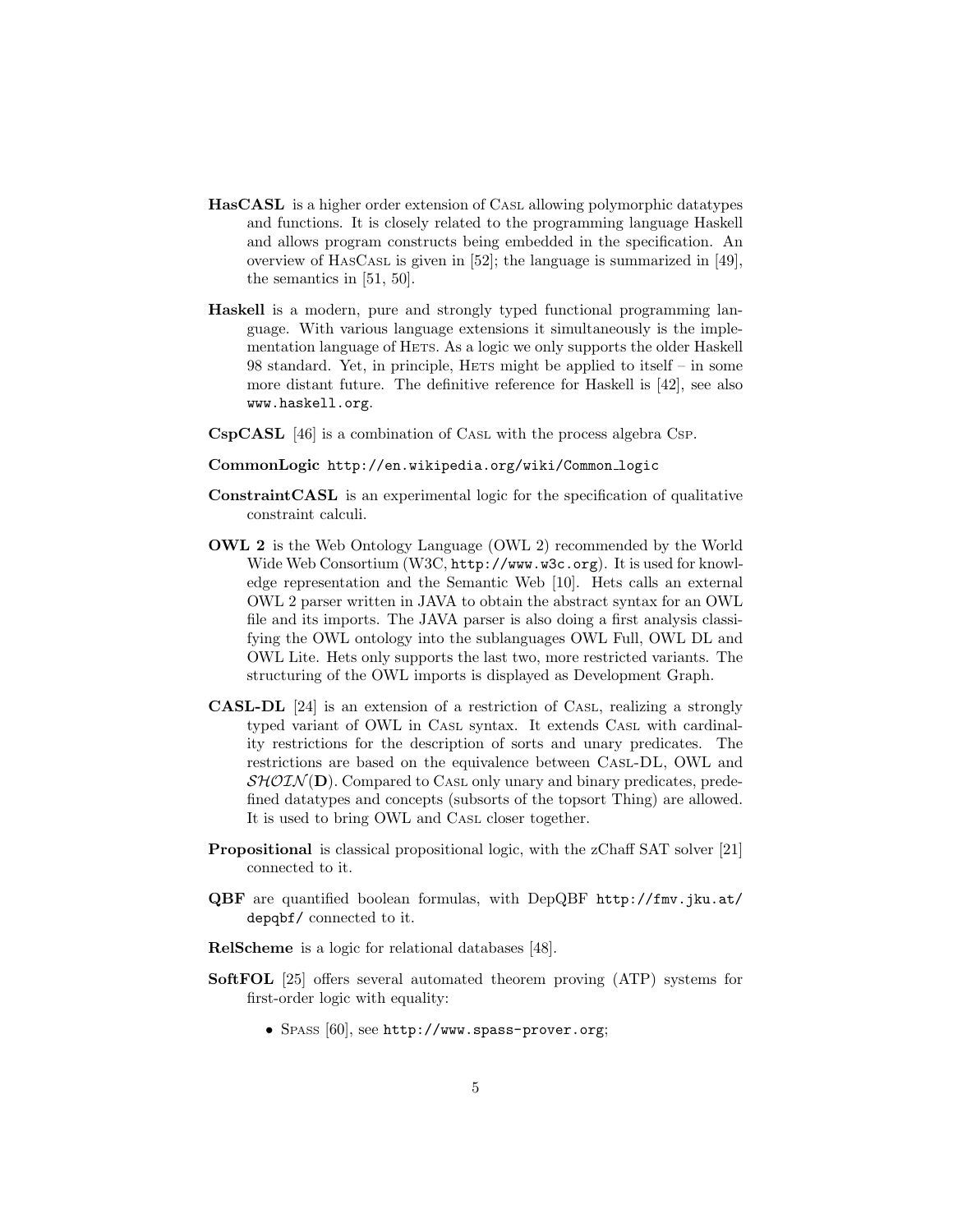**HasCASL** is a higher order extension of CASL allowing polymorphic datatypes and functions. It is closely related to the programming language Haskell and allows program constructs being embedded in the specification. An overview of HASCASL is given in [52]; the language is summarized in [49], the semantics in [51, 50].

**Haskell** is a modern, pure and strongly typed functional programming language. With various language extensions it simultaneously is the implementation language of HETS. As a logic we only supports the older Haskell 98 standard. Yet, in principle, HETS might be applied to itself – in some more distant future. The definitive reference for Haskell is [42], see also `www.haskell.org`.

**CspCASL** [46] is a combination of CASL with the process algebra CSP.

**CommonLogic** `http://en.wikipedia.org/wiki/Common_logic`

**ConstraintCASL** is an experimental logic for the specification of qualitative constraint calculi.

**OWL 2** is the Web Ontology Language (OWL 2) recommended by the World Wide Web Consortium (W3C, `http://www.w3c.org`). It is used for knowledge representation and the Semantic Web [10]. Hets calls an external OWL 2 parser written in JAVA to obtain the abstract syntax for an OWL file and its imports. The JAVA parser is also doing a first analysis classifying the OWL ontology into the sublanguages OWL Full, OWL DL and OWL Lite. Hets only supports the last two, more restricted variants. The structuring of the OWL imports is displayed as Development Graph.

**CASL-DL** [24] is an extension of a restriction of CASL, realizing a strongly typed variant of OWL in CASL syntax. It extends CASL with cardinality restrictions for the description of sorts and unary predicates. The restrictions are based on the equivalence between CASL-DL, OWL and $\mathcal{SHOIN}(\mathbf{D})$. Compared to CASL only unary and binary predicates, predefined datatypes and concepts (subsorts of the topsort Thing) are allowed. It is used to bring OWL and CASL closer together.

**Propositional** is classical propositional logic, with the zChaff SAT solver [21] connected to it.

**QBF** are quantified boolean formulas, with DepQBF `http://fmv.jku.at/depqbf/` connected to it.

**RelScheme** is a logic for relational databases [48].

**SoftFOL** [25] offers several automated theorem proving (ATP) systems for first-order logic with equality:

- SPASS [60], see `http://www.spass-prover.org`;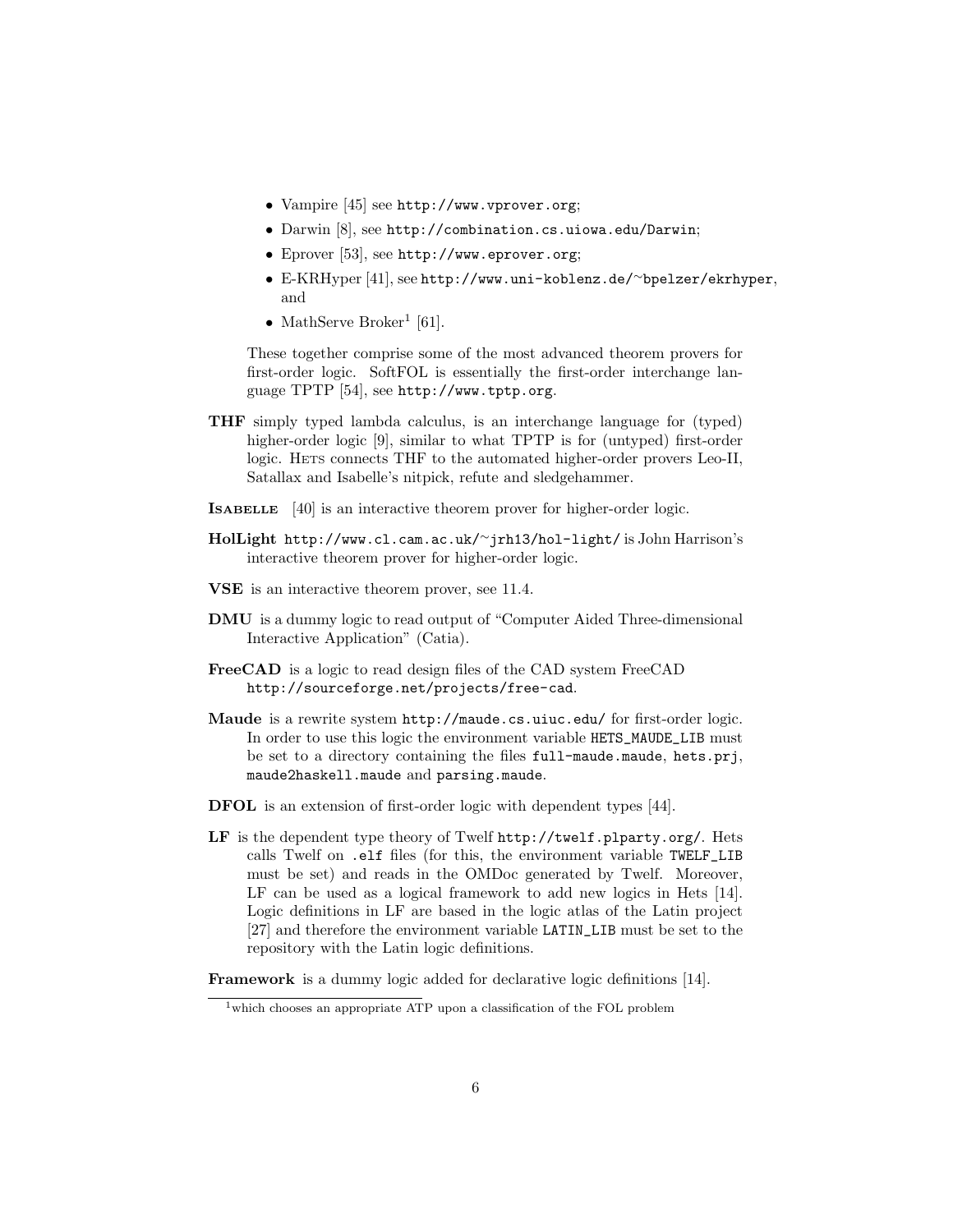- Vampire [45] see `http://www.vprover.org`;
- Darwin [8], see `http://combination.cs.uiowa.edu/Darwin`;
- Eprover [53], see `http://www.eprover.org`;
- E-KRHyper [41], see `http://www.uni-koblenz.de/~bpelzer/ekrhyper`, and
- MathServe Broker[1] [61].

These together comprise some of the most advanced theorem provers for first-order logic. SoftFOL is essentially the first-order interchange language TPTP [54], see `http://www.tptp.org`.

**THF** simply typed lambda calculus, is an interchange language for (typed) higher-order logic [9], similar to what TPTP is for (untyped) first-order logic. Hets connects THF to the automated higher-order provers Leo-II, Satallax and Isabelle's nitpick, refute and sledgehammer.

**Isabelle** [40] is an interactive theorem prover for higher-order logic.

**HolLight** `http://www.cl.cam.ac.uk/~jrh13/hol-light/` is John Harrison's interactive theorem prover for higher-order logic.

**VSE** is an interactive theorem prover, see 11.4.

**DMU** is a dummy logic to read output of "Computer Aided Three-dimensional Interactive Application" (Catia).

**FreeCAD** is a logic to read design files of the CAD system FreeCAD `http://sourceforge.net/projects/free-cad`.

**Maude** is a rewrite system `http://maude.cs.uiuc.edu/` for first-order logic. In order to use this logic the environment variable `HETS_MAUDE_LIB` must be set to a directory containing the files `full-maude.maude`, `hets.prj`, `maude2haskell.maude` and `parsing.maude`.

**DFOL** is an extension of first-order logic with dependent types [44].

**LF** is the dependent type theory of Twelf `http://twelf.plparty.org/`. Hets calls Twelf on `.elf` files (for this, the environment variable `TWELF_LIB` must be set) and reads in the OMDoc generated by Twelf. Moreover, LF can be used as a logical framework to add new logics in Hets [14]. Logic definitions in LF are based in the logic atlas of the Latin project [27] and therefore the environment variable `LATIN_LIB` must be set to the repository with the Latin logic definitions.

**Framework** is a dummy logic added for declarative logic definitions [14].

[1] which chooses an appropriate ATP upon a classification of the FOL problem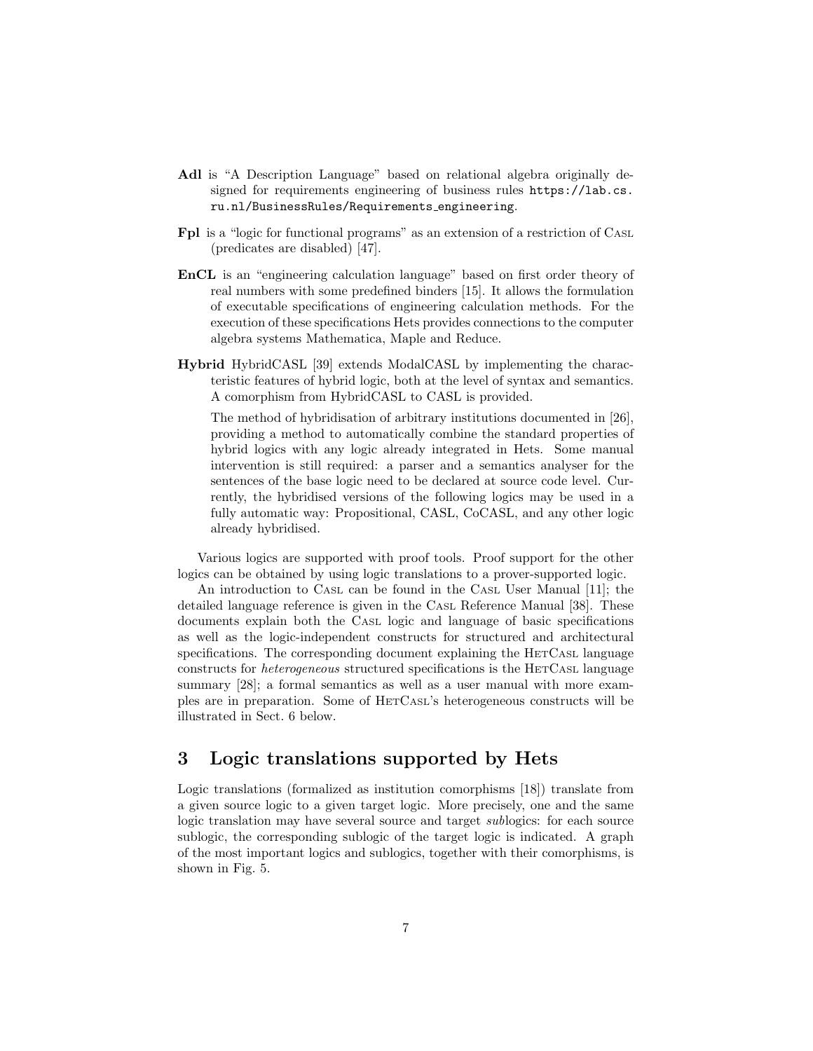**Adl** is "A Description Language" based on relational algebra originally designed for requirements engineering of business rules https://lab.cs.ru.nl/BusinessRules/Requirements_engineering.

**Fpl** is a "logic for functional programs" as an extension of a restriction of Casl (predicates are disabled) [47].

**EnCL** is an "engineering calculation language" based on first order theory of real numbers with some predefined binders [15]. It allows the formulation of executable specifications of engineering calculation methods. For the execution of these specifications Hets provides connections to the computer algebra systems Mathematica, Maple and Reduce.

**Hybrid** HybridCASL [39] extends ModalCASL by implementing the characteristic features of hybrid logic, both at the level of syntax and semantics. A comorphism from HybridCASL to CASL is provided.

The method of hybridisation of arbitrary institutions documented in [26], providing a method to automatically combine the standard properties of hybrid logics with any logic already integrated in Hets. Some manual intervention is still required: a parser and a semantics analyser for the sentences of the base logic need to be declared at source code level. Currently, the hybridised versions of the following logics may be used in a fully automatic way: Propositional, CASL, CoCASL, and any other logic already hybridised.

Various logics are supported with proof tools. Proof support for the other logics can be obtained by using logic translations to a prover-supported logic.

An introduction to Casl can be found in the Casl User Manual [11]; the detailed language reference is given in the Casl Reference Manual [38]. These documents explain both the Casl logic and language of basic specifications as well as the logic-independent constructs for structured and architectural specifications. The corresponding document explaining the HetCasl language constructs for *heterogeneous* structured specifications is the HetCasl language summary [28]; a formal semantics as well as a user manual with more examples are in preparation. Some of HetCasl's heterogeneous constructs will be illustrated in Sect. 6 below.

## 3 Logic translations supported by Hets

Logic translations (formalized as institution comorphisms [18]) translate from a given source logic to a given target logic. More precisely, one and the same logic translation may have several source and target *sub*logics: for each source sublogic, the corresponding sublogic of the target logic is indicated. A graph of the most important logics and sublogics, together with their comorphisms, is shown in Fig. 5.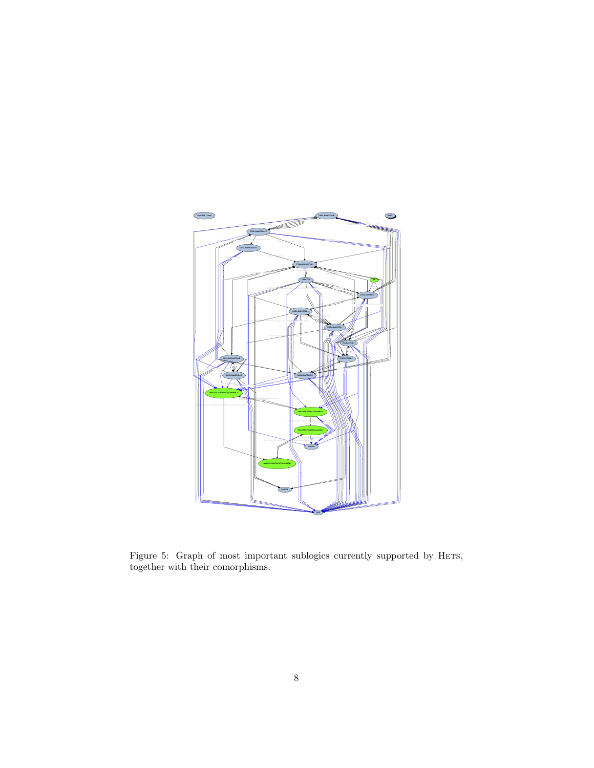Figure 5: Graph of most important sublogics currently supported by Hets, together with their comorphisms.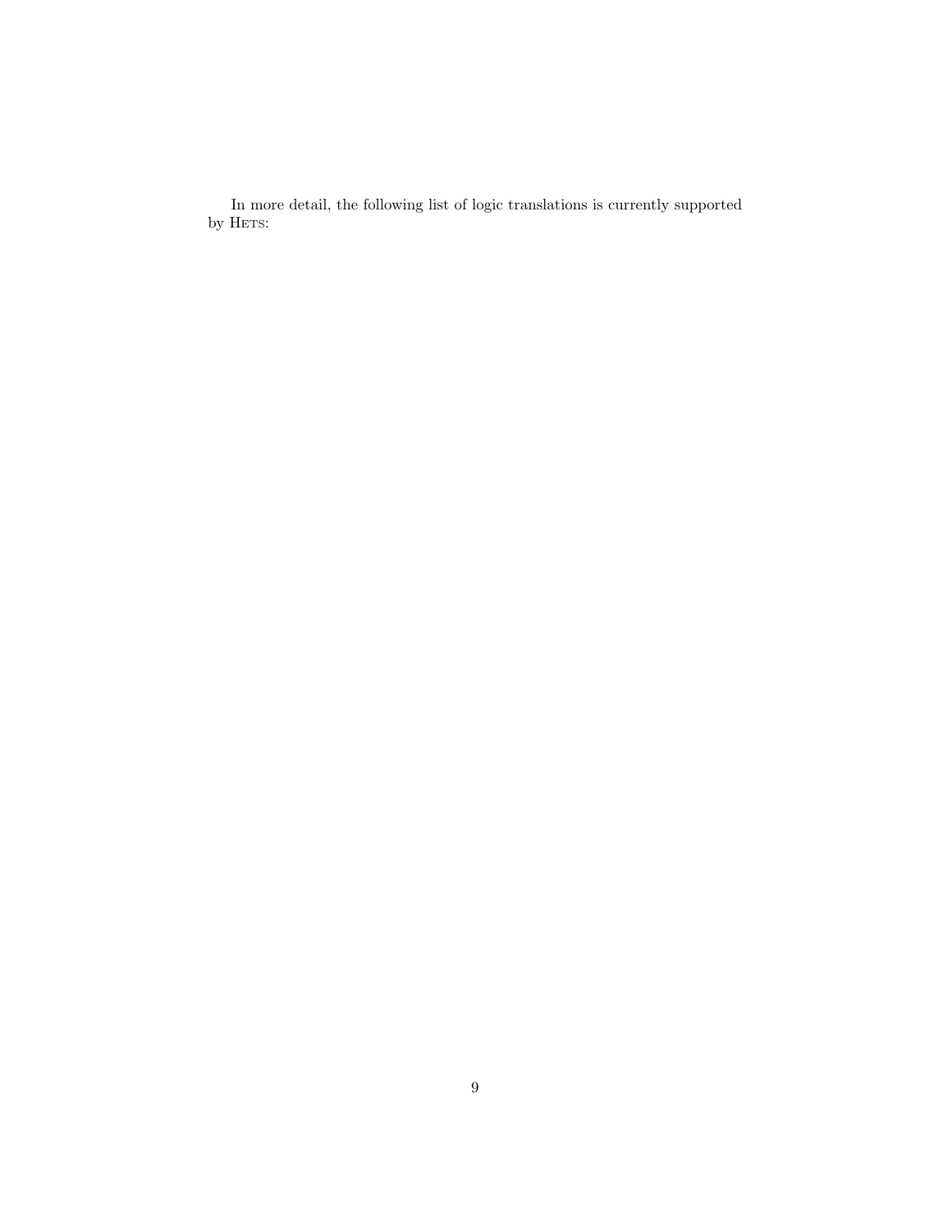In more detail, the following list of logic translations is currently supported by Hets: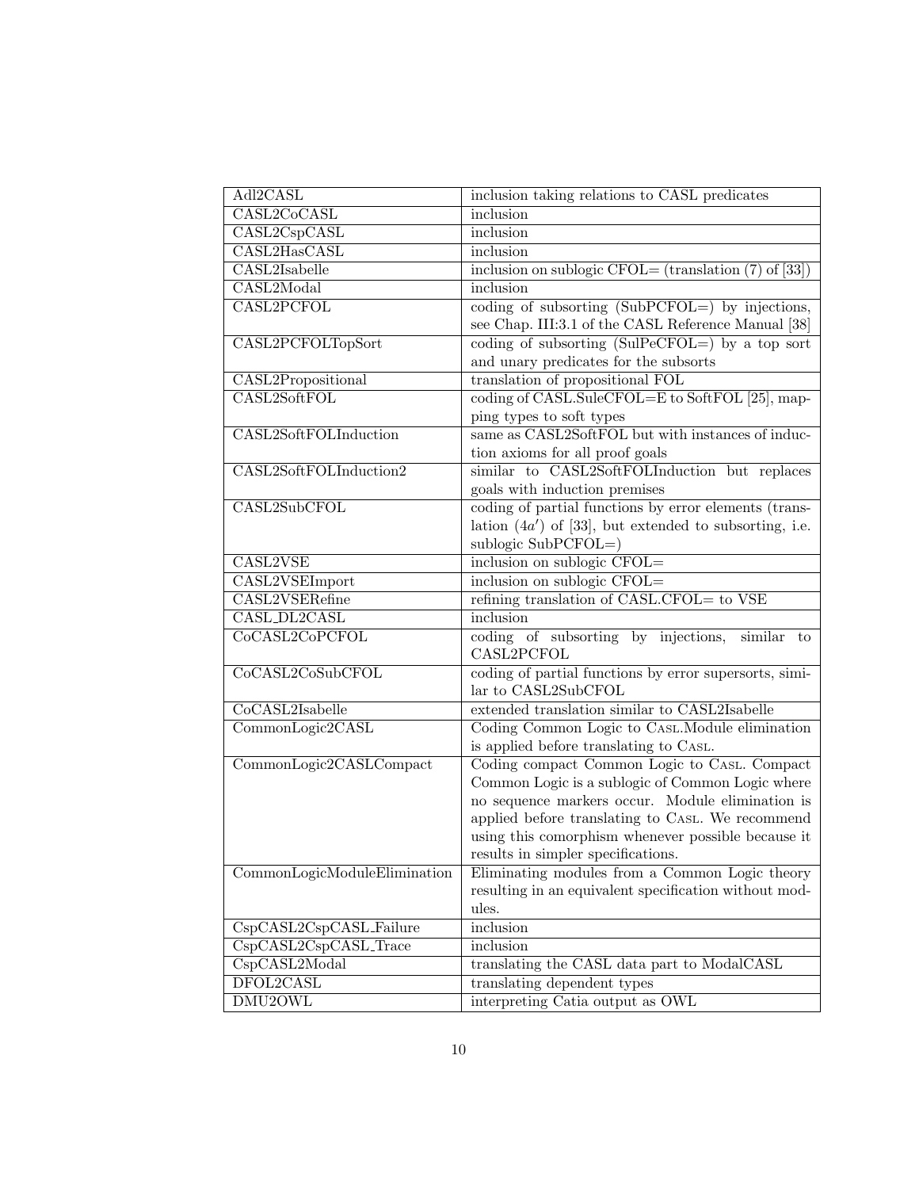| | |
|---|---|
| Adl2CASL | inclusion taking relations to CASL predicates |
| CASL2CoCASL | inclusion |
| CASL2CspCASL | inclusion |
| CASL2HasCASL | inclusion |
| CASL2Isabelle | inclusion on sublogic CFOL= (translation (7) of [33]) |
| CASL2Modal | inclusion |
| CASL2PCFOL | coding of subsorting (SubPCFOL=) by injections, see Chap. III:3.1 of the CASL Reference Manual [38] |
| CASL2PCFOLTopSort | coding of subsorting (SulPeCFOL=) by a top sort and unary predicates for the subsorts |
| CASL2Propositional | translation of propositional FOL |
| CASL2SoftFOL | coding of CASL.SuleCFOL=E to SoftFOL [25], mapping types to soft types |
| CASL2SoftFOLInduction | same as CASL2SoftFOL but with instances of induction axioms for all proof goals |
| CASL2SoftFOLInduction2 | similar to CASL2SoftFOLInduction but replaces goals with induction premises |
| CASL2SubCFOL | coding of partial functions by error elements (translation $(4a')$ of [33], but extended to subsorting, i.e. sublogic SubPCFOL=) |
| CASL2VSE | inclusion on sublogic CFOL= |
| CASL2VSEImport | inclusion on sublogic CFOL= |
| CASL2VSERefine | refining translation of CASL.CFOL= to VSE |
| CASL_DL2CASL | inclusion |
| CoCASL2CoPCFOL | coding of subsorting by injections, similar to CASL2PCFOL |
| CoCASL2CoSubCFOL | coding of partial functions by error supersorts, similar to CASL2SubCFOL |
| CoCASL2Isabelle | extended translation similar to CASL2Isabelle |
| CommonLogic2CASL | Coding Common Logic to CASL.Module elimination is applied before translating to CASL. |
| CommonLogic2CASLCompact | Coding compact Common Logic to CASL. Compact Common Logic is a sublogic of Common Logic where no sequence markers occur. Module elimination is applied before translating to CASL. We recommend using this comorphism whenever possible because it results in simpler specifications. |
| CommonLogicModuleElimination | Eliminating modules from a Common Logic theory resulting in an equivalent specification without modules. |
| CspCASL2CspCASL_Failure | inclusion |
| CspCASL2CspCASL_Trace | inclusion |
| CspCASL2Modal | translating the CASL data part to ModalCASL |
| DFOL2CASL | translating dependent types |
| DMU2OWL | interpreting Catia output as OWL |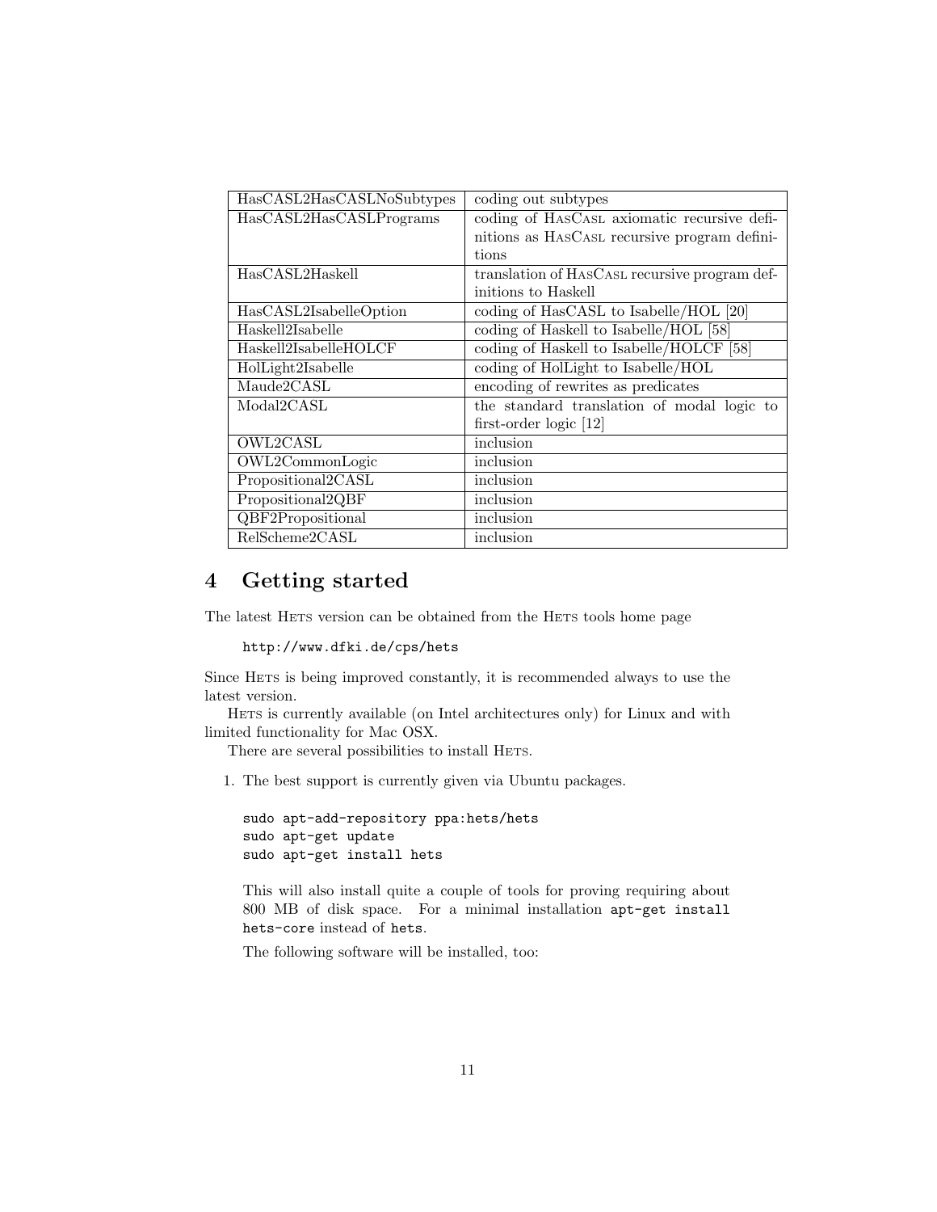| HasCASL2HasCASLNoSubtypes | coding out subtypes |
|---|---|
| HasCASL2HasCASLPrograms | coding of HasCasl axiomatic recursive definitions as HasCasl recursive program definitions |
| HasCASL2Haskell | translation of HasCasl recursive program definitions to Haskell |
| HasCASL2IsabelleOption | coding of HasCASL to Isabelle/HOL [20] |
| Haskell2Isabelle | coding of Haskell to Isabelle/HOL [58] |
| Haskell2IsabelleHOLCF | coding of Haskell to Isabelle/HOLCF [58] |
| HolLight2Isabelle | coding of HolLight to Isabelle/HOL |
| Maude2CASL | encoding of rewrites as predicates |
| Modal2CASL | the standard translation of modal logic to first-order logic [12] |
| OWL2CASL | inclusion |
| OWL2CommonLogic | inclusion |
| Propositional2CASL | inclusion |
| Propositional2QBF | inclusion |
| QBF2Propositional | inclusion |
| RelScheme2CASL | inclusion |

# 4 Getting started

The latest Hets version can be obtained from the Hets tools home page

```
http://www.dfki.de/cps/hets
```

Since Hets is being improved constantly, it is recommended always to use the latest version.

Hets is currently available (on Intel architectures only) for Linux and with limited functionality for Mac OSX.

There are several possibilities to install Hets.

1. The best support is currently given via Ubuntu packages.

   ```
   sudo apt-add-repository ppa:hets/hets
   sudo apt-get update
   sudo apt-get install hets
   ```

   This will also install quite a couple of tools for proving requiring about 800 MB of disk space. For a minimal installation `apt-get install hets-core` instead of `hets`.

   The following software will be installed, too: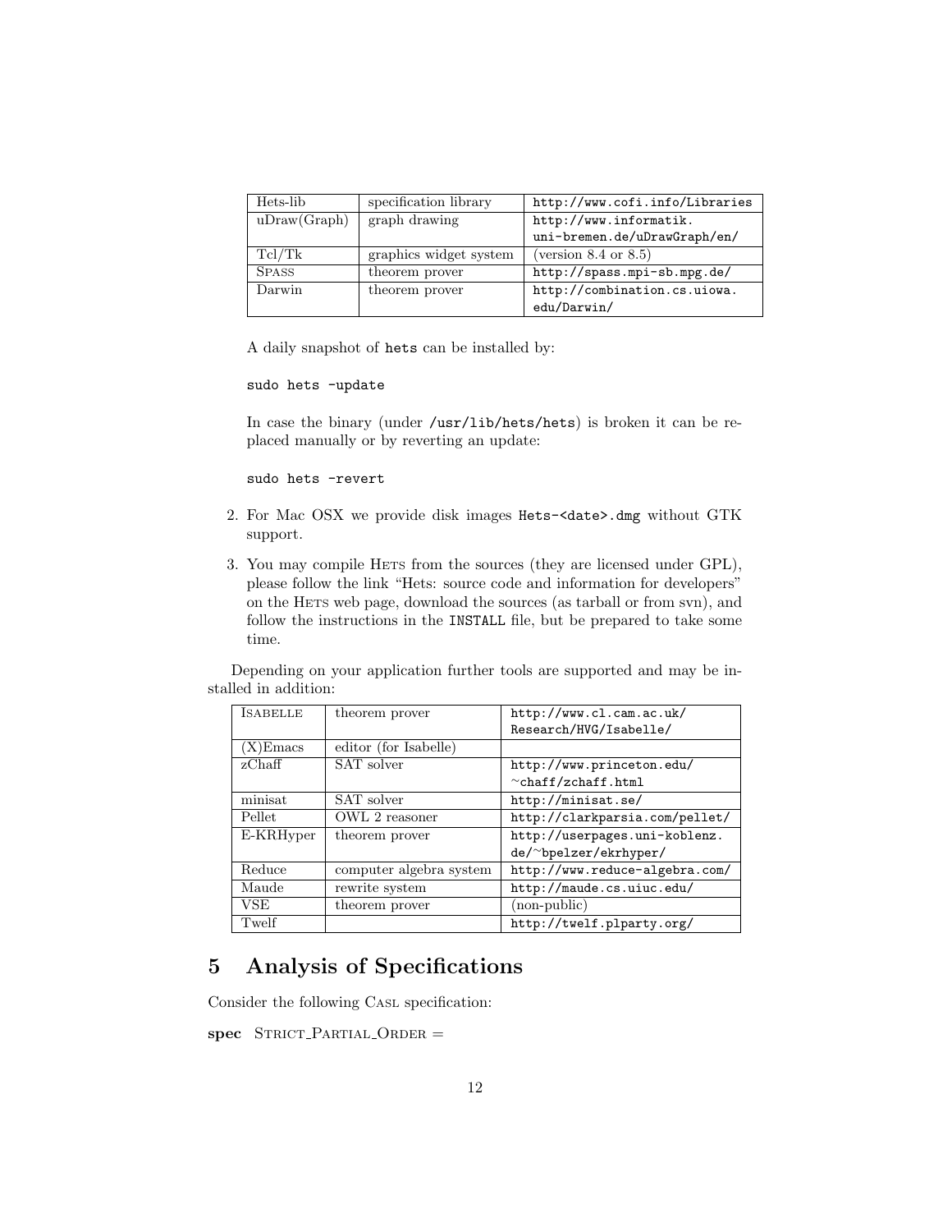| Hets-lib | specification library | `http://www.cofi.info/Libraries` |
|---|---|---|
| uDraw(Graph) | graph drawing | `http://www.informatik.uni-bremen.de/uDrawGraph/en/` |
| Tcl/Tk | graphics widget system | (version 8.4 or 8.5) |
| SPASS | theorem prover | `http://spass.mpi-sb.mpg.de/` |
| Darwin | theorem prover | `http://combination.cs.uiowa.edu/Darwin/` |

A daily snapshot of `hets` can be installed by:

```
sudo hets -update
```

In case the binary (under `/usr/lib/hets/hets`) is broken it can be replaced manually or by reverting an update:

```
sudo hets -revert
```

2. For Mac OSX we provide disk images `Hets-<date>.dmg` without GTK support.

3. You may compile HETS from the sources (they are licensed under GPL), please follow the link "Hets: source code and information for developers" on the HETS web page, download the sources (as tarball or from svn), and follow the instructions in the `INSTALL` file, but be prepared to take some time.

Depending on your application further tools are supported and may be installed in addition:

| ISABELLE | theorem prover | `http://www.cl.cam.ac.uk/Research/HVG/Isabelle/` |
|---|---|---|
| (X)Emacs | editor (for Isabelle) | |
| zChaff | SAT solver | `http://www.princeton.edu/~chaff/zchaff.html` |
| minisat | SAT solver | `http://minisat.se/` |
| Pellet | OWL 2 reasoner | `http://clarkparsia.com/pellet/` |
| E-KRHyper | theorem prover | `http://userpages.uni-koblenz.de/~bpelzer/ekrhyper/` |
| Reduce | computer algebra system | `http://www.reduce-algebra.com/` |
| Maude | rewrite system | `http://maude.cs.uiuc.edu/` |
| VSE | theorem prover | (non-public) |
| Twelf | | `http://twelf.plparty.org/` |

# 5 Analysis of Specifications

Consider the following CASL specification:

**spec** STRICT_PARTIAL_ORDER =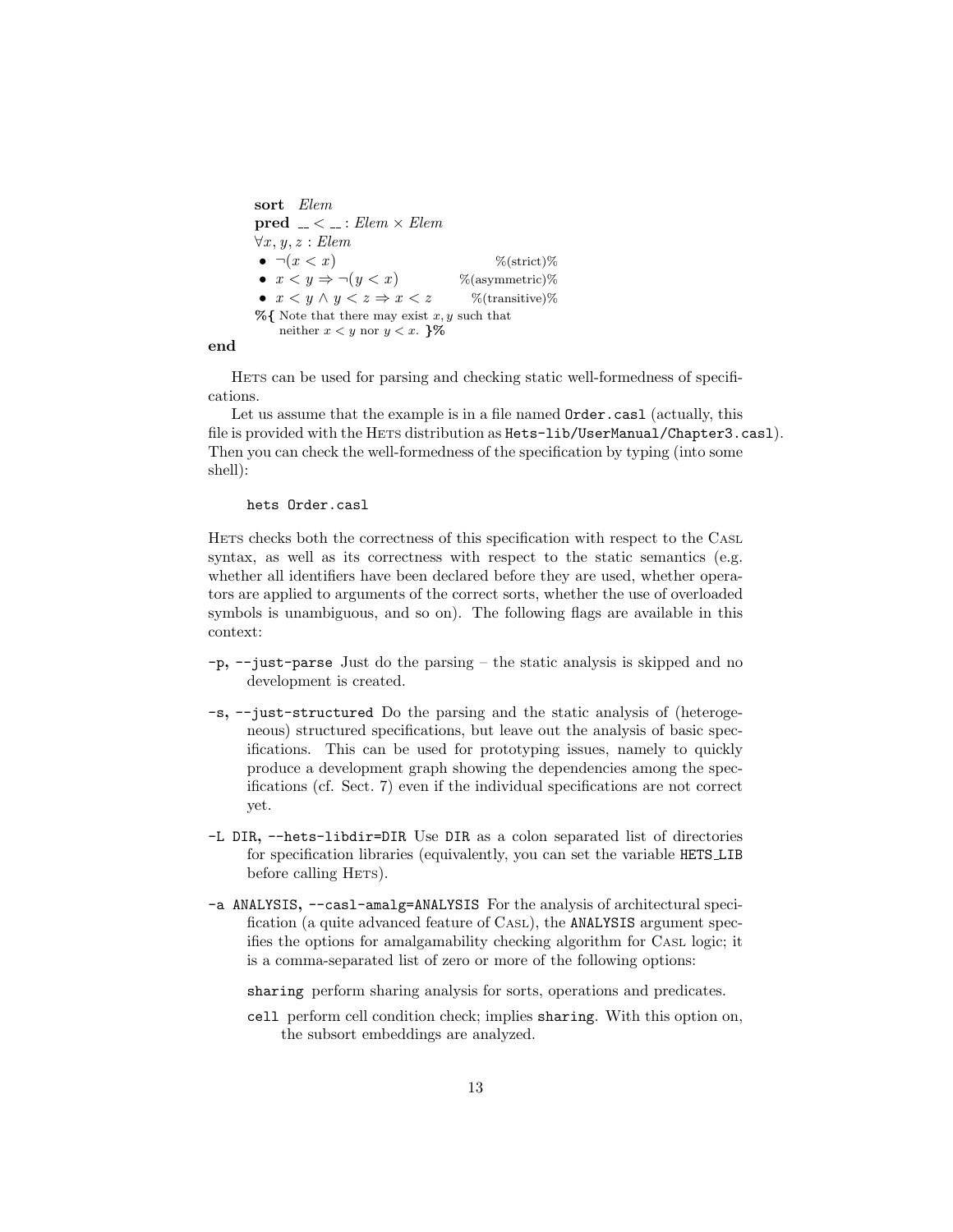**sort** *Elem*
**pred** __ < __ : *Elem* × *Elem*
$\forall x, y, z : Elem$
• $\neg(x < x)$ %(strict)%
• $x < y \Rightarrow \neg(y < x)$ %(asymmetric)%
• $x < y \wedge y < z \Rightarrow x < z$ %(transitive)%
**%{** Note that there may exist $x, y$ such that neither $x < y$ nor $y < x$. **}%**

**end**

Hets can be used for parsing and checking static well-formedness of specifications.

Let us assume that the example is in a file named `Order.casl` (actually, this file is provided with the Hets distribution as `Hets-lib/UserManual/Chapter3.casl`). Then you can check the well-formedness of the specification by typing (into some shell):

```
hets Order.casl
```

Hets checks both the correctness of this specification with respect to the Casl syntax, as well as its correctness with respect to the static semantics (e.g. whether all identifiers have been declared before they are used, whether operators are applied to arguments of the correct sorts, whether the use of overloaded symbols is unambiguous, and so on). The following flags are available in this context:

`-p, --just-parse` Just do the parsing – the static analysis is skipped and no development is created.

`-s, --just-structured` Do the parsing and the static analysis of (heterogeneous) structured specifications, but leave out the analysis of basic specifications. This can be used for prototyping issues, namely to quickly produce a development graph showing the dependencies among the specifications (cf. Sect. 7) even if the individual specifications are not correct yet.

`-L DIR, --hets-libdir=DIR` Use `DIR` as a colon separated list of directories for specification libraries (equivalently, you can set the variable `HETS_LIB` before calling Hets).

`-a ANALYSIS, --casl-amalg=ANALYSIS` For the analysis of architectural specification (a quite advanced feature of Casl), the `ANALYSIS` argument specifies the options for amalgamability checking algorithm for Casl logic; it is a comma-separated list of zero or more of the following options:

`sharing` perform sharing analysis for sorts, operations and predicates.

`cell` perform cell condition check; implies `sharing`. With this option on, the subsort embeddings are analyzed.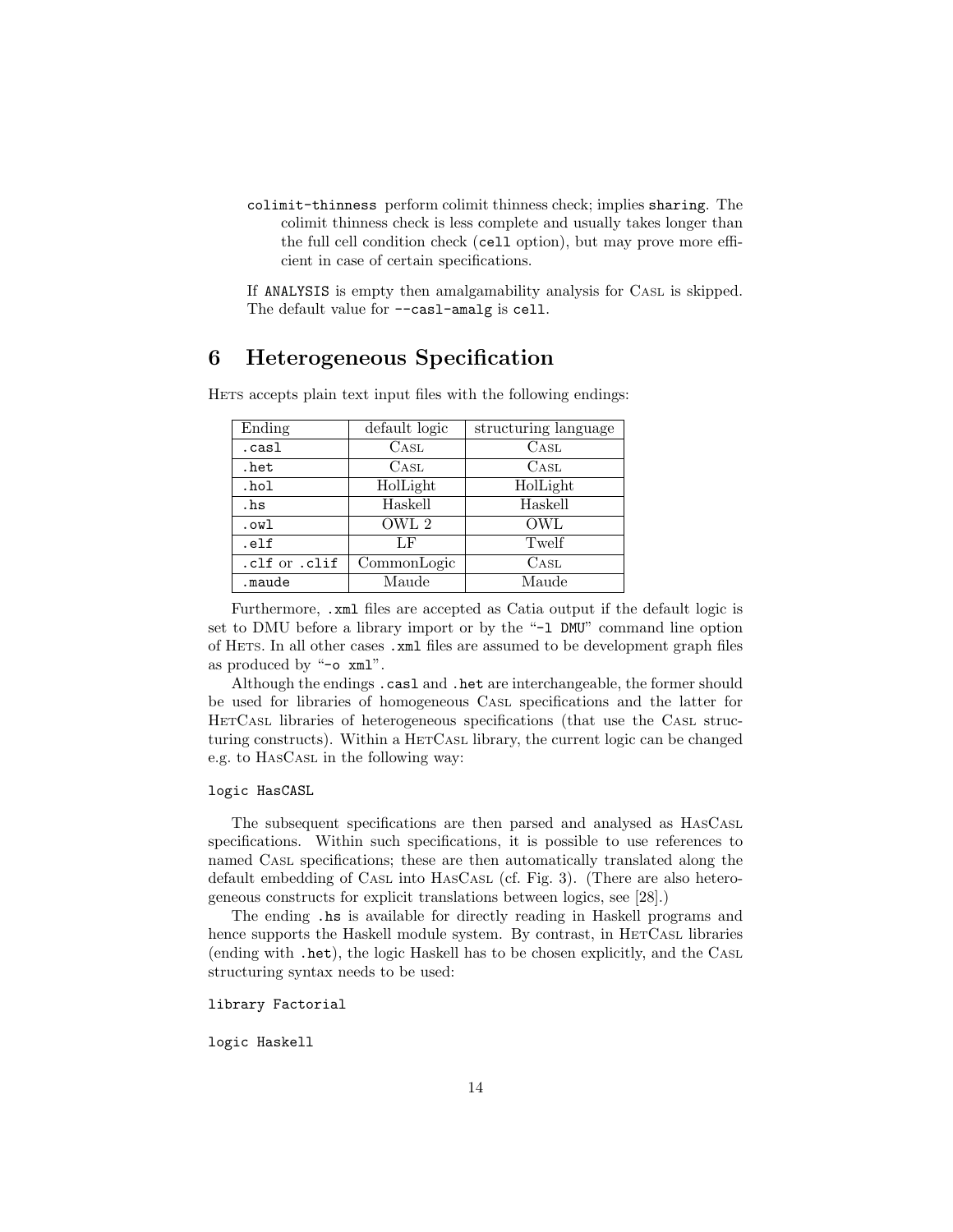`colimit-thinness` perform colimit thinness check; implies `sharing`. The colimit thinness check is less complete and usually takes longer than the full cell condition check (`cell` option), but may prove more efficient in case of certain specifications.

If `ANALYSIS` is empty then amalgamability analysis for CASL is skipped. The default value for `--casl-amalg` is `cell`.

# 6 Heterogeneous Specification

HETS accepts plain text input files with the following endings:

| Ending | default logic | structuring language |
|---|---|---|
| `.casl` | CASL | CASL |
| `.het` | CASL | CASL |
| `.hol` | HolLight | HolLight |
| `.hs` | Haskell | Haskell |
| `.owl` | OWL 2 | OWL |
| `.elf` | LF | Twelf |
| `.clf` or `.clif` | CommonLogic | CASL |
| `.maude` | Maude | Maude |

Furthermore, `.xml` files are accepted as Catia output if the default logic is set to DMU before a library import or by the "`-l DMU`" command line option of HETS. In all other cases `.xml` files are assumed to be development graph files as produced by "`-o xml`".

Although the endings `.casl` and `.het` are interchangeable, the former should be used for libraries of homogeneous CASL specifications and the latter for HETCASL libraries of heterogeneous specifications (that use the CASL structuring constructs). Within a HETCASL library, the current logic can be changed e.g. to HASCASL in the following way:

```
logic HasCASL
```

The subsequent specifications are then parsed and analysed as HASCASL specifications. Within such specifications, it is possible to use references to named CASL specifications; these are then automatically translated along the default embedding of CASL into HASCASL (cf. Fig. 3). (There are also heterogeneous constructs for explicit translations between logics, see [28].)

The ending `.hs` is available for directly reading in Haskell programs and hence supports the Haskell module system. By contrast, in HETCASL libraries (ending with `.het`), the logic Haskell has to be chosen explicitly, and the CASL structuring syntax needs to be used:

```
library Factorial

logic Haskell
```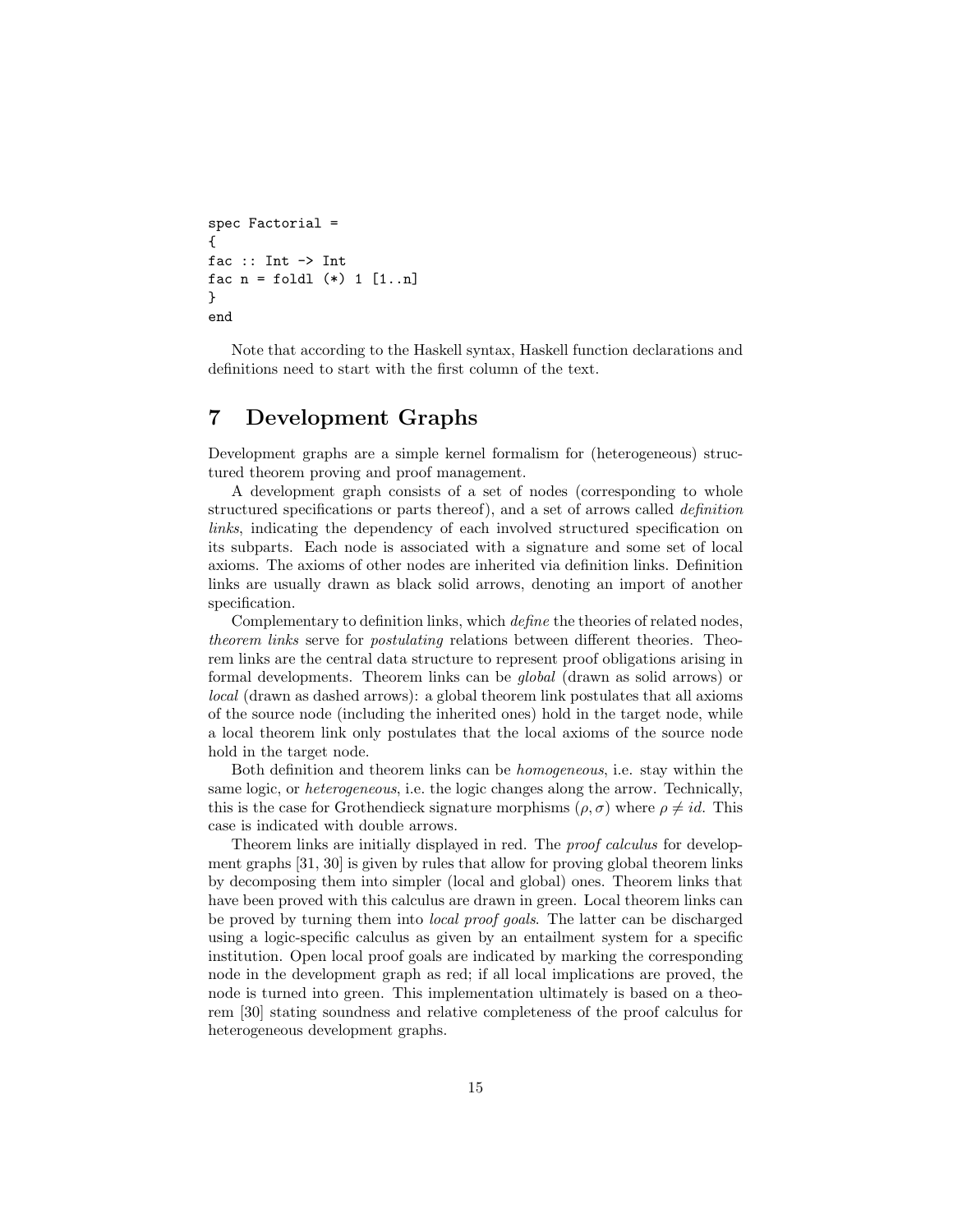```
spec Factorial =
{
fac :: Int -> Int
fac n = foldl (*) 1 [1..n]
}
end
```

Note that according to the Haskell syntax, Haskell function declarations and definitions need to start with the first column of the text.

# 7 Development Graphs

Development graphs are a simple kernel formalism for (heterogeneous) structured theorem proving and proof management.

A development graph consists of a set of nodes (corresponding to whole structured specifications or parts thereof), and a set of arrows called *definition links*, indicating the dependency of each involved structured specification on its subparts. Each node is associated with a signature and some set of local axioms. The axioms of other nodes are inherited via definition links. Definition links are usually drawn as black solid arrows, denoting an import of another specification.

Complementary to definition links, which *define* the theories of related nodes, *theorem links* serve for *postulating* relations between different theories. Theorem links are the central data structure to represent proof obligations arising in formal developments. Theorem links can be *global* (drawn as solid arrows) or *local* (drawn as dashed arrows): a global theorem link postulates that all axioms of the source node (including the inherited ones) hold in the target node, while a local theorem link only postulates that the local axioms of the source node hold in the target node.

Both definition and theorem links can be *homogeneous*, i.e. stay within the same logic, or *heterogeneous*, i.e. the logic changes along the arrow. Technically, this is the case for Grothendieck signature morphisms $(\rho, \sigma)$ where $\rho \neq id$. This case is indicated with double arrows.

Theorem links are initially displayed in red. The *proof calculus* for development graphs [31, 30] is given by rules that allow for proving global theorem links by decomposing them into simpler (local and global) ones. Theorem links that have been proved with this calculus are drawn in green. Local theorem links can be proved by turning them into *local proof goals*. The latter can be discharged using a logic-specific calculus as given by an entailment system for a specific institution. Open local proof goals are indicated by marking the corresponding node in the development graph as red; if all local implications are proved, the node is turned into green. This implementation ultimately is based on a theorem [30] stating soundness and relative completeness of the proof calculus for heterogeneous development graphs.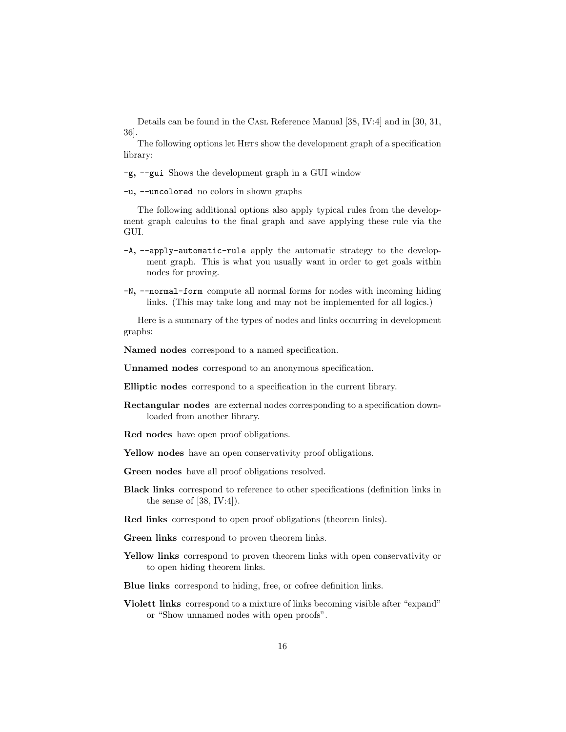Details can be found in the CASL Reference Manual [38, IV:4] and in [30, 31, 36].

The following options let HETS show the development graph of a specification library:

`-g, --gui` Shows the development graph in a GUI window

`-u, --uncolored` no colors in shown graphs

The following additional options also apply typical rules from the development graph calculus to the final graph and save applying these rule via the GUI.

`-A, --apply-automatic-rule` apply the automatic strategy to the development graph. This is what you usually want in order to get goals within nodes for proving.

`-N, --normal-form` compute all normal forms for nodes with incoming hiding links. (This may take long and may not be implemented for all logics.)

Here is a summary of the types of nodes and links occurring in development graphs:

**Named nodes** correspond to a named specification.

**Unnamed nodes** correspond to an anonymous specification.

**Elliptic nodes** correspond to a specification in the current library.

**Rectangular nodes** are external nodes corresponding to a specification downloaded from another library.

**Red nodes** have open proof obligations.

**Yellow nodes** have an open conservativity proof obligations.

**Green nodes** have all proof obligations resolved.

**Black links** correspond to reference to other specifications (definition links in the sense of [38, IV:4]).

**Red links** correspond to open proof obligations (theorem links).

**Green links** correspond to proven theorem links.

**Yellow links** correspond to proven theorem links with open conservativity or to open hiding theorem links.

**Blue links** correspond to hiding, free, or cofree definition links.

**Violett links** correspond to a mixture of links becoming visible after "expand" or "Show unnamed nodes with open proofs".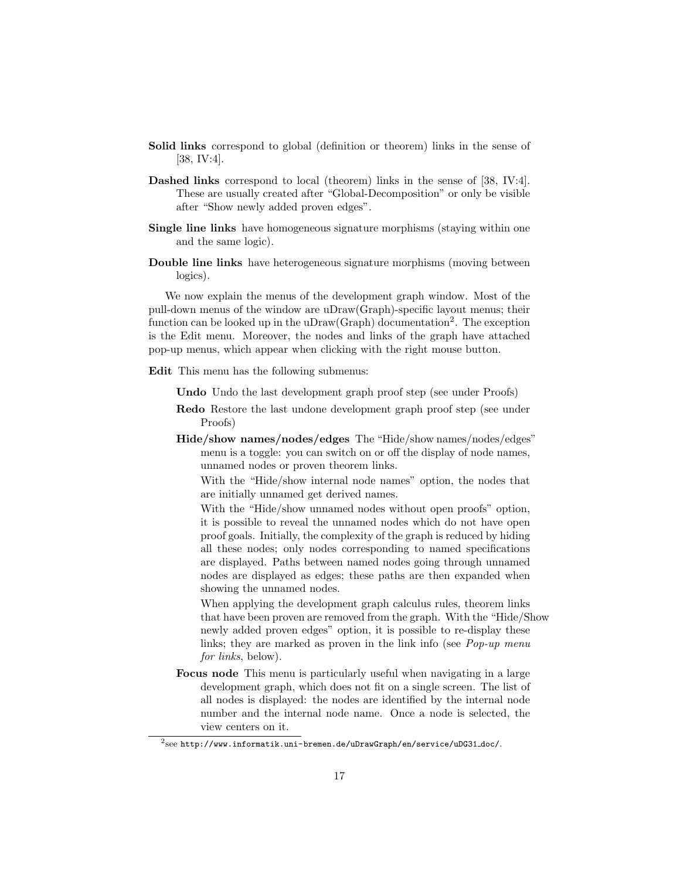**Solid links** correspond to global (definition or theorem) links in the sense of [38, IV:4].

**Dashed links** correspond to local (theorem) links in the sense of [38, IV:4]. These are usually created after "Global-Decomposition" or only be visible after "Show newly added proven edges".

**Single line links** have homogeneous signature morphisms (staying within one and the same logic).

**Double line links** have heterogeneous signature morphisms (moving between logics).

We now explain the menus of the development graph window. Most of the pull-down menus of the window are uDraw(Graph)-specific layout menus; their function can be looked up in the uDraw(Graph) documentation[2]. The exception is the Edit menu. Moreover, the nodes and links of the graph have attached pop-up menus, which appear when clicking with the right mouse button.

**Edit** This menu has the following submenus:

**Undo** Undo the last development graph proof step (see under Proofs)

**Redo** Restore the last undone development graph proof step (see under Proofs)

**Hide/show names/nodes/edges** The "Hide/show names/nodes/edges" menu is a toggle: you can switch on or off the display of node names, unnamed nodes or proven theorem links.

With the "Hide/show internal node names" option, the nodes that are initially unnamed get derived names.

With the "Hide/show unnamed nodes without open proofs" option, it is possible to reveal the unnamed nodes which do not have open proof goals. Initially, the complexity of the graph is reduced by hiding all these nodes; only nodes corresponding to named specifications are displayed. Paths between named nodes going through unnamed nodes are displayed as edges; these paths are then expanded when showing the unnamed nodes.

When applying the development graph calculus rules, theorem links that have been proven are removed from the graph. With the "Hide/Show newly added proven edges" option, it is possible to re-display these links; they are marked as proven in the link info (see *Pop-up menu for links*, below).

**Focus node** This menu is particularly useful when navigating in a large development graph, which does not fit on a single screen. The list of all nodes is displayed: the nodes are identified by the internal node number and the internal node name. Once a node is selected, the view centers on it.

[2] see `http://www.informatik.uni-bremen.de/uDrawGraph/en/service/uDG31_doc/`.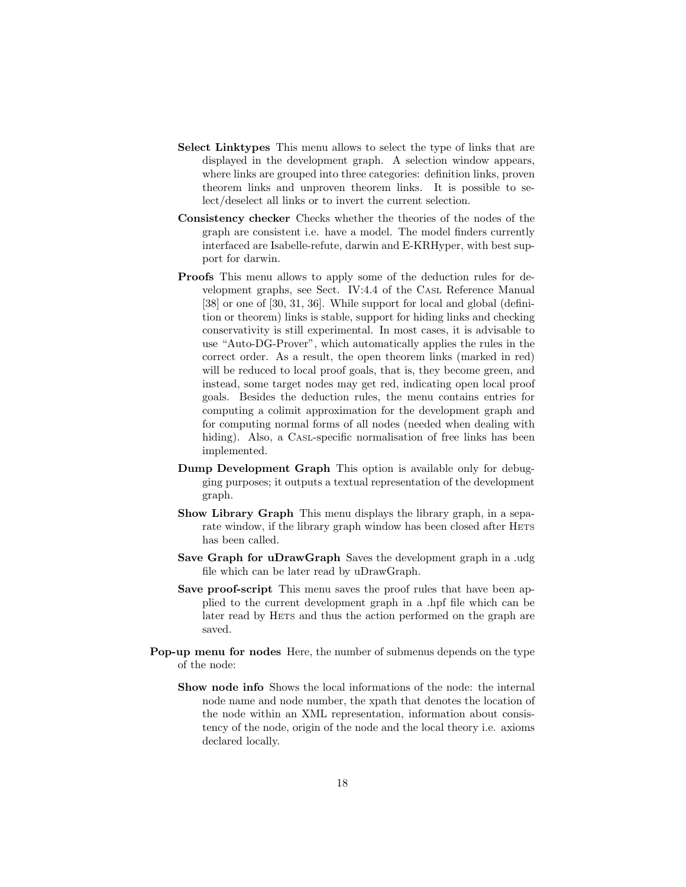- **Select Linktypes** This menu allows to select the type of links that are displayed in the development graph. A selection window appears, where links are grouped into three categories: definition links, proven theorem links and unproven theorem links. It is possible to select/deselect all links or to invert the current selection.

- **Consistency checker** Checks whether the theories of the nodes of the graph are consistent i.e. have a model. The model finders currently interfaced are Isabelle-refute, darwin and E-KRHyper, with best support for darwin.

- **Proofs** This menu allows to apply some of the deduction rules for development graphs, see Sect. IV:4.4 of the CASL Reference Manual [38] or one of [30, 31, 36]. While support for local and global (definition or theorem) links is stable, support for hiding links and checking conservativity is still experimental. In most cases, it is advisable to use "Auto-DG-Prover", which automatically applies the rules in the correct order. As a result, the open theorem links (marked in red) will be reduced to local proof goals, that is, they become green, and instead, some target nodes may get red, indicating open local proof goals. Besides the deduction rules, the menu contains entries for computing a colimit approximation for the development graph and for computing normal forms of all nodes (needed when dealing with hiding). Also, a CASL-specific normalisation of free links has been implemented.

- **Dump Development Graph** This option is available only for debugging purposes; it outputs a textual representation of the development graph.

- **Show Library Graph** This menu displays the library graph, in a separate window, if the library graph window has been closed after HETS has been called.

- **Save Graph for uDrawGraph** Saves the development graph in a .udg file which can be later read by uDrawGraph.

- **Save proof-script** This menu saves the proof rules that have been applied to the current development graph in a .hpf file which can be later read by HETS and thus the action performed on the graph are saved.

**Pop-up menu for nodes** Here, the number of submenus depends on the type of the node:

- **Show node info** Shows the local informations of the node: the internal node name and node number, the xpath that denotes the location of the node within an XML representation, information about consistency of the node, origin of the node and the local theory i.e. axioms declared locally.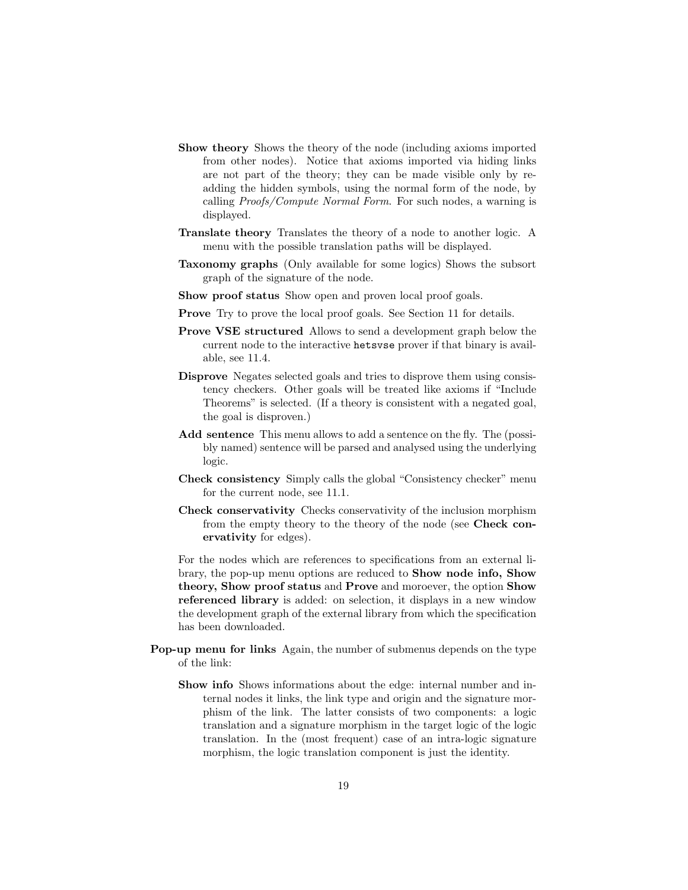- **Show theory** Shows the theory of the node (including axioms imported from other nodes). Notice that axioms imported via hiding links are not part of the theory; they can be made visible only by re-adding the hidden symbols, using the normal form of the node, by calling *Proofs/Compute Normal Form*. For such nodes, a warning is displayed.
- **Translate theory** Translates the theory of a node to another logic. A menu with the possible translation paths will be displayed.
- **Taxonomy graphs** (Only available for some logics) Shows the subsort graph of the signature of the node.
- **Show proof status** Show open and proven local proof goals.
- **Prove** Try to prove the local proof goals. See Section 11 for details.
- **Prove VSE structured** Allows to send a development graph below the current node to the interactive `hetsvse` prover if that binary is available, see 11.4.
- **Disprove** Negates selected goals and tries to disprove them using consistency checkers. Other goals will be treated like axioms if "Include Theorems" is selected. (If a theory is consistent with a negated goal, the goal is disproven.)
- **Add sentence** This menu allows to add a sentence on the fly. The (possibly named) sentence will be parsed and analysed using the underlying logic.
- **Check consistency** Simply calls the global "Consistency checker" menu for the current node, see 11.1.
- **Check conservativity** Checks conservativity of the inclusion morphism from the empty theory to the theory of the node (see **Check conservativity** for edges).

For the nodes which are references to specifications from an external library, the pop-up menu options are reduced to **Show node info, Show theory, Show proof status** and **Prove** and moroever, the option **Show referenced library** is added: on selection, it displays in a new window the development graph of the external library from which the specification has been downloaded.

**Pop-up menu for links** Again, the number of submenus depends on the type of the link:

- **Show info** Shows informations about the edge: internal number and internal nodes it links, the link type and origin and the signature morphism of the link. The latter consists of two components: a logic translation and a signature morphism in the target logic of the logic translation. In the (most frequent) case of an intra-logic signature morphism, the logic translation component is just the identity.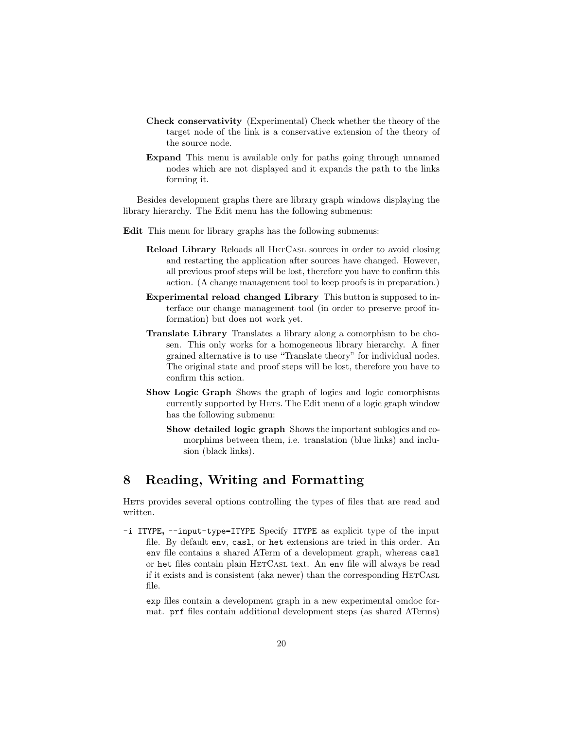**Check conservativity** (Experimental) Check whether the theory of the target node of the link is a conservative extension of the theory of the source node.

**Expand** This menu is available only for paths going through unnamed nodes which are not displayed and it expands the path to the links forming it.

Besides development graphs there are library graph windows displaying the library hierarchy. The Edit menu has the following submenus:

**Edit** This menu for library graphs has the following submenus:

- **Reload Library** Reloads all HetCasl sources in order to avoid closing and restarting the application after sources have changed. However, all previous proof steps will be lost, therefore you have to confirm this action. (A change management tool to keep proofs is in preparation.)
- **Experimental reload changed Library** This button is supposed to interface our change management tool (in order to preserve proof information) but does not work yet.
- **Translate Library** Translates a library along a comorphism to be chosen. This only works for a homogeneous library hierarchy. A finer grained alternative is to use "Translate theory" for individual nodes. The original state and proof steps will be lost, therefore you have to confirm this action.
- **Show Logic Graph** Shows the graph of logics and logic comorphisms currently supported by Hets. The Edit menu of a logic graph window has the following submenu:
  - **Show detailed logic graph** Shows the important sublogics and comorphims between them, i.e. translation (blue links) and inclusion (black links).

## 8 Reading, Writing and Formatting

Hets provides several options controlling the types of files that are read and written.

`-i ITYPE`, `--input-type=ITYPE` Specify `ITYPE` as explicit type of the input file. By default `env`, `casl`, or `het` extensions are tried in this order. An `env` file contains a shared ATerm of a development graph, whereas `casl` or `het` files contain plain HetCasl text. An `env` file will always be read if it exists and is consistent (aka newer) than the corresponding HetCasl file.

`exp` files contain a development graph in a new experimental omdoc format. `prf` files contain additional development steps (as shared ATerms)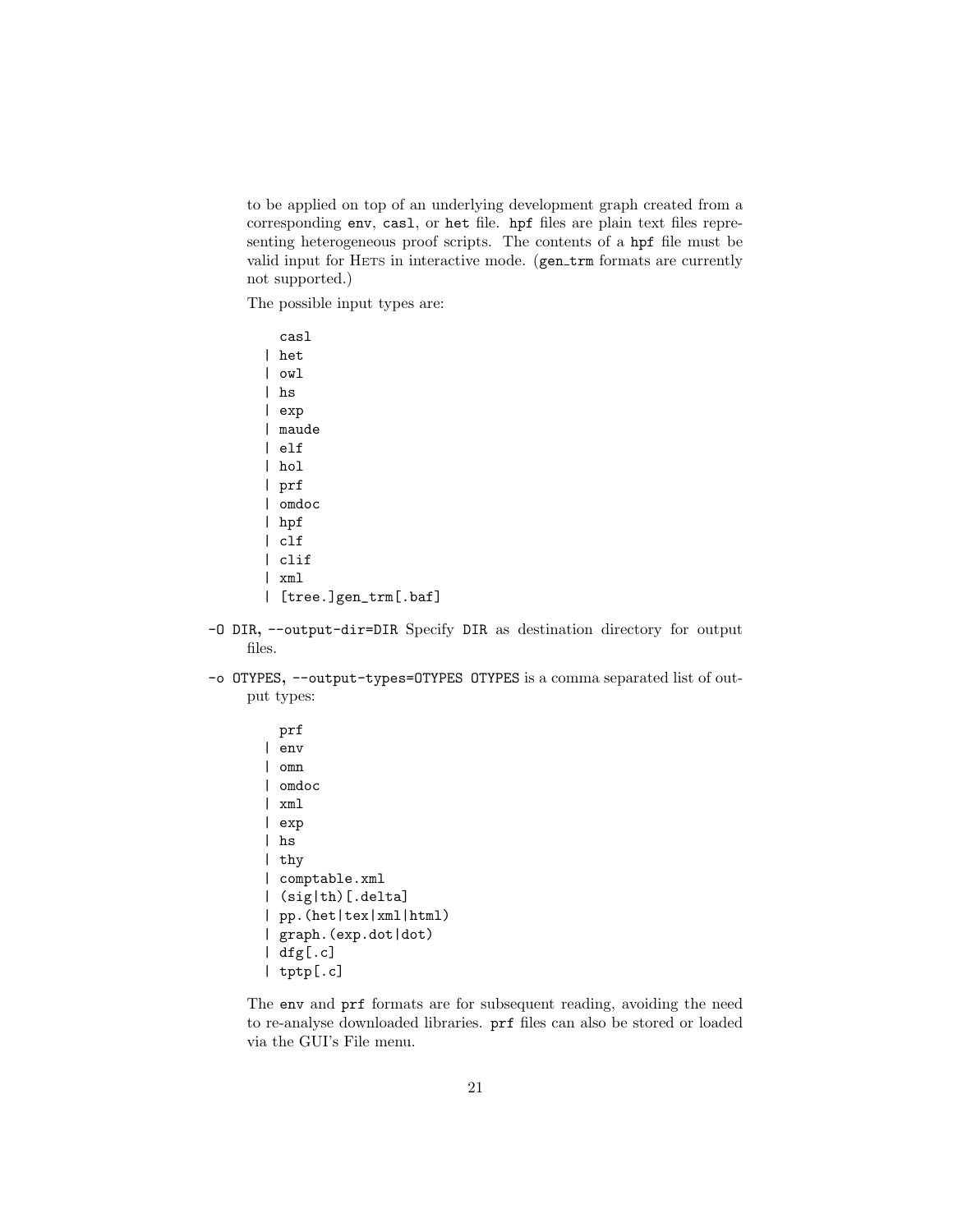to be applied on top of an underlying development graph created from a corresponding `env`, `casl`, or `het` file. `hpf` files are plain text files representing heterogeneous proof scripts. The contents of a `hpf` file must be valid input for HETS in interactive mode. (`gen_trm` formats are currently not supported.)

The possible input types are:

```
   casl
 | het
 | owl
 | hs
 | exp
 | maude
 | elf
 | hol
 | prf
 | omdoc
 | hpf
 | clf
 | clif
 | xml
 | [tree.]gen_trm[.baf]
```

`-O DIR`, `--output-dir=DIR` Specify `DIR` as destination directory for output files.

`-o OTYPES`, `--output-types=OTYPES` `OTYPES` is a comma separated list of output types:

```
   prf
 | env
 | omn
 | omdoc
 | xml
 | exp
 | hs
 | thy
 | comptable.xml
 | (sig|th)[.delta]
 | pp.(het|tex|xml|html)
 | graph.(exp.dot|dot)
 | dfg[.c]
 | tptp[.c]
```

The `env` and `prf` formats are for subsequent reading, avoiding the need to re-analyse downloaded libraries. `prf` files can also be stored or loaded via the GUI's File menu.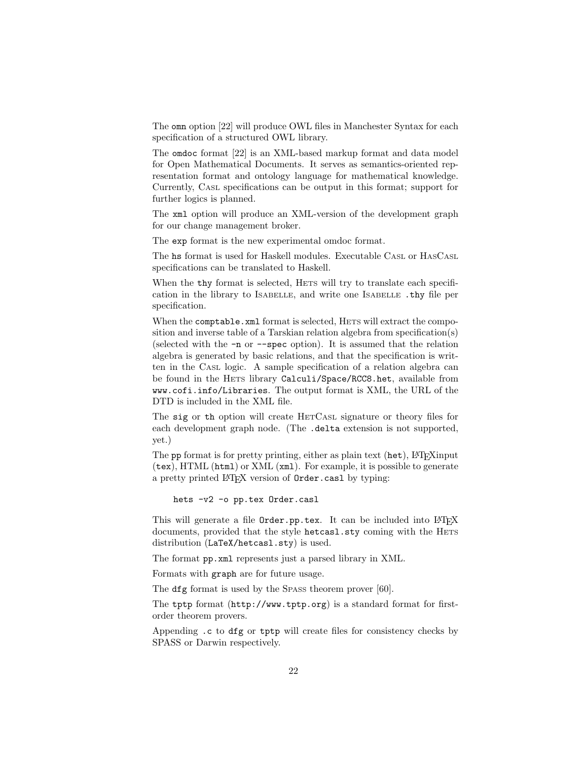The `omn` option [22] will produce OWL files in Manchester Syntax for each specification of a structured OWL library.

The `omdoc` format [22] is an XML-based markup format and data model for Open Mathematical Documents. It serves as semantics-oriented representation format and ontology language for mathematical knowledge. Currently, Casl specifications can be output in this format; support for further logics is planned.

The `xml` option will produce an XML-version of the development graph for our change management broker.

The `exp` format is the new experimental omdoc format.

The `hs` format is used for Haskell modules. Executable Casl or HasCasl specifications can be translated to Haskell.

When the `thy` format is selected, Hets will try to translate each specification in the library to Isabelle, and write one Isabelle `.thy` file per specification.

When the `comptable.xml` format is selected, Hets will extract the composition and inverse table of a Tarskian relation algebra from specification(s) (selected with the `-n` or `--spec` option). It is assumed that the relation algebra is generated by basic relations, and that the specification is written in the Casl logic. A sample specification of a relation algebra can be found in the Hets library `Calculi/Space/RCC8.het`, available from `www.cofi.info/Libraries`. The output format is XML, the URL of the DTD is included in the XML file.

The `sig` or `th` option will create HetCasl signature or theory files for each development graph node. (The `.delta` extension is not supported, yet.)

The `pp` format is for pretty printing, either as plain text (`het`), LaTeXinput (`tex`), HTML (`html`) or XML (`xml`). For example, it is possible to generate a pretty printed LaTeX version of `Order.casl` by typing:

```
hets -v2 -o pp.tex Order.casl
```

This will generate a file `Order.pp.tex`. It can be included into LaTeX documents, provided that the style `hetcasl.sty` coming with the Hets distribution (`LaTeX/hetcasl.sty`) is used.

The format `pp.xml` represents just a parsed library in XML.

Formats with `graph` are for future usage.

The `dfg` format is used by the Spass theorem prover [60].

The `tptp` format (`http://www.tptp.org`) is a standard format for first-order theorem provers.

Appending `.c` to `dfg` or `tptp` will create files for consistency checks by SPASS or Darwin respectively.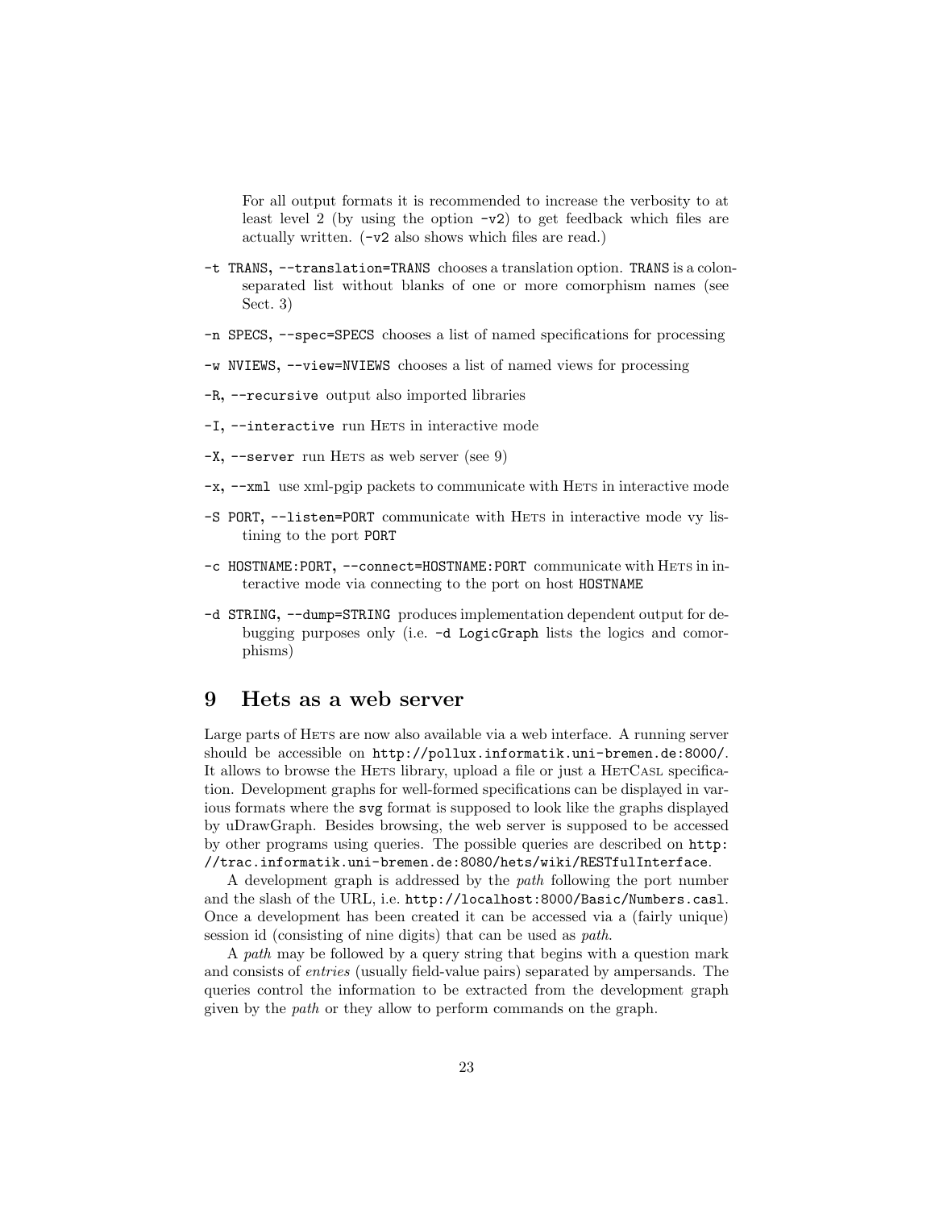For all output formats it is recommended to increase the verbosity to at least level 2 (by using the option `-v2`) to get feedback which files are actually written. (`-v2` also shows which files are read.)

`-t TRANS`, `--translation=TRANS` chooses a translation option. `TRANS` is a colon-separated list without blanks of one or more comorphism names (see Sect. 3)

`-n SPECS`, `--spec=SPECS` chooses a list of named specifications for processing

`-w NVIEWS`, `--view=NVIEWS` chooses a list of named views for processing

`-R`, `--recursive` output also imported libraries

`-I`, `--interactive` run Hets in interactive mode

`-X`, `--server` run Hets as web server (see 9)

`-x`, `--xml` use xml-pgip packets to communicate with Hets in interactive mode

`-S PORT`, `--listen=PORT` communicate with Hets in interactive mode vy listining to the port `PORT`

`-c HOSTNAME:PORT`, `--connect=HOSTNAME:PORT` communicate with Hets in interactive mode via connecting to the port on host `HOSTNAME`

`-d STRING`, `--dump=STRING` produces implementation dependent output for debugging purposes only (i.e. `-d LogicGraph` lists the logics and comorphisms)

# 9 Hets as a web server

Large parts of Hets are now also available via a web interface. A running server should be accessible on `http://pollux.informatik.uni-bremen.de:8000/`. It allows to browse the Hets library, upload a file or just a HetCasl specification. Development graphs for well-formed specifications can be displayed in various formats where the `svg` format is supposed to look like the graphs displayed by uDrawGraph. Besides browsing, the web server is supposed to be accessed by other programs using queries. The possible queries are described on `http://trac.informatik.uni-bremen.de:8080/hets/wiki/RESTfulInterface`.

A development graph is addressed by the *path* following the port number and the slash of the URL, i.e. `http://localhost:8000/Basic/Numbers.casl`. Once a development has been created it can be accessed via a (fairly unique) session id (consisting of nine digits) that can be used as *path*.

A *path* may be followed by a query string that begins with a question mark and consists of *entries* (usually field-value pairs) separated by ampersands. The queries control the information to be extracted from the development graph given by the *path* or they allow to perform commands on the graph.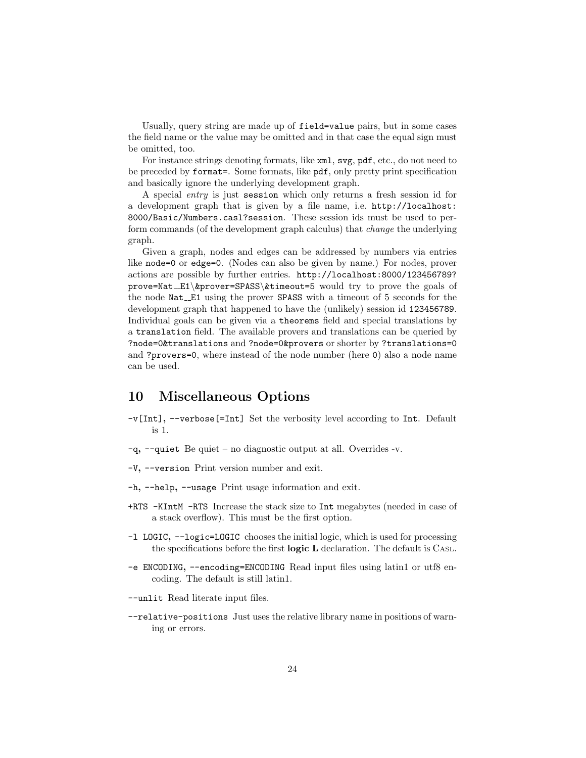Usually, query string are made up of `field=value` pairs, but in some cases the field name or the value may be omitted and in that case the equal sign must be omitted, too.

For instance strings denoting formats, like `xml`, `svg`, `pdf`, etc., do not need to be preceded by `format=`. Some formats, like `pdf`, only pretty print specification and basically ignore the underlying development graph.

A special *entry* is just `session` which only returns a fresh session id for a development graph that is given by a file name, i.e. `http://localhost:8000/Basic/Numbers.casl?session`. These session ids must be used to perform commands (of the development graph calculus) that *change* the underlying graph.

Given a graph, nodes and edges can be addressed by numbers via entries like `node=0` or `edge=0`. (Nodes can also be given by name.) For nodes, prover actions are possible by further entries. `http://localhost:8000/123456789?prove=Nat__E1\&prover=SPASS\&timeout=5` would try to prove the goals of the node `Nat__E1` using the prover `SPASS` with a timeout of 5 seconds for the development graph that happened to have the (unlikely) session id `123456789`. Individual goals can be given via a `theorems` field and special translations by a `translation` field. The available provers and translations can be queried by `?node=0&translations` and `?node=0&provers` or shorter by `?translations=0` and `?provers=0`, where instead of the node number (here `0`) also a node name can be used.

## 10 Miscellaneous Options

`-v[Int]`, `--verbose[=Int]` Set the verbosity level according to `Int`. Default is 1.

`-q`, `--quiet` Be quiet – no diagnostic output at all. Overrides -v.

`-V`, `--version` Print version number and exit.

`-h`, `--help`, `--usage` Print usage information and exit.

`+RTS -KIntM -RTS` Increase the stack size to `Int` megabytes (needed in case of a stack overflow). This must be the first option.

`-l LOGIC`, `--logic=LOGIC` chooses the initial logic, which is used for processing the specifications before the first **logic L** declaration. The default is CASL.

`-e ENCODING`, `--encoding=ENCODING` Read input files using latin1 or utf8 encoding. The default is still latin1.

`--unlit` Read literate input files.

`--relative-positions` Just uses the relative library name in positions of warning or errors.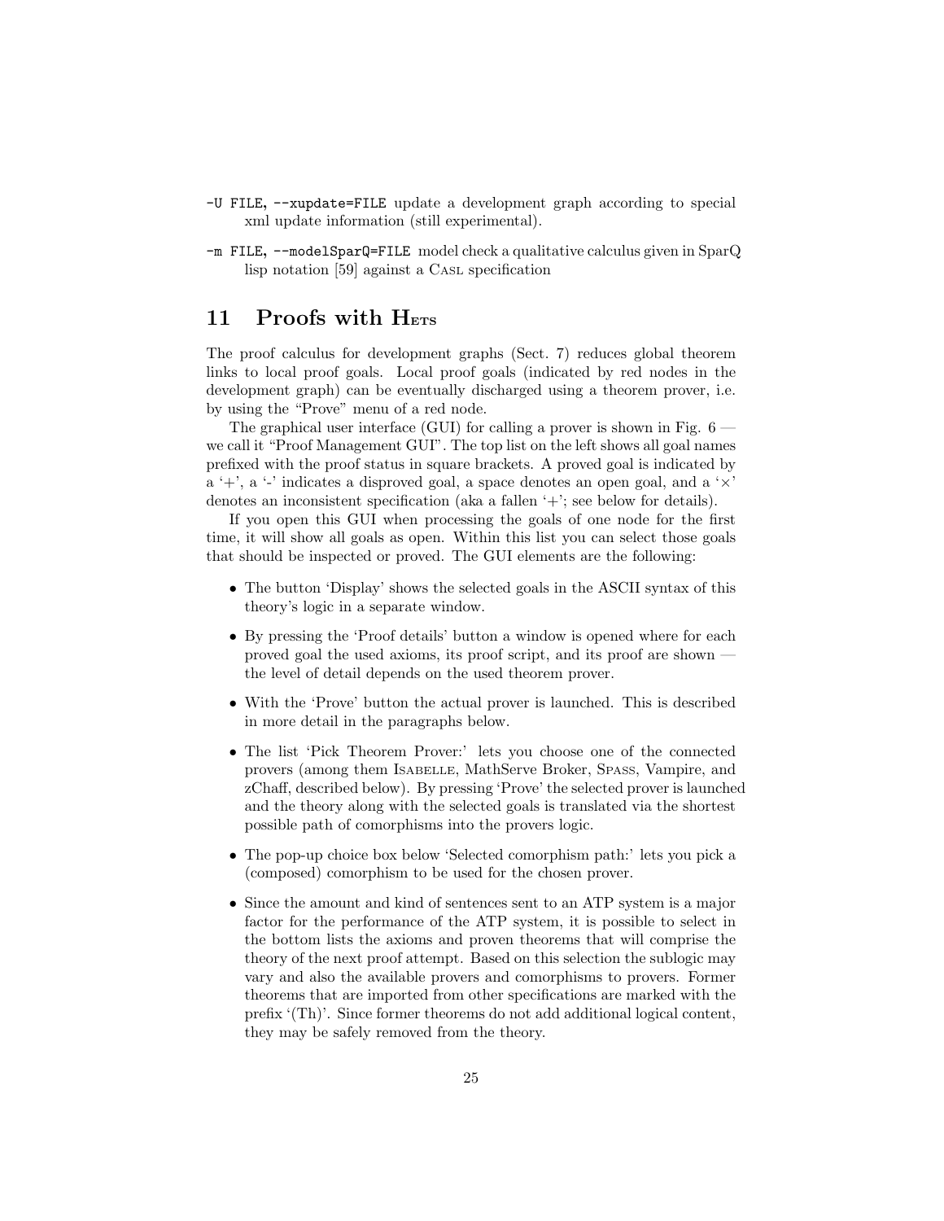`-U FILE, --xupdate=FILE` update a development graph according to special xml update information (still experimental).

`-m FILE, --modelSparQ=FILE` model check a qualitative calculus given in SparQ lisp notation [59] against a Casl specification

## 11 Proofs with Hets

The proof calculus for development graphs (Sect. 7) reduces global theorem links to local proof goals. Local proof goals (indicated by red nodes in the development graph) can be eventually discharged using a theorem prover, i.e. by using the "Prove" menu of a red node.

The graphical user interface (GUI) for calling a prover is shown in Fig. 6 — we call it "Proof Management GUI". The top list on the left shows all goal names prefixed with the proof status in square brackets. A proved goal is indicated by a '+', a '-' indicates a disproved goal, a space denotes an open goal, and a '×' denotes an inconsistent specification (aka a fallen '+'; see below for details).

If you open this GUI when processing the goals of one node for the first time, it will show all goals as open. Within this list you can select those goals that should be inspected or proved. The GUI elements are the following:

- The button 'Display' shows the selected goals in the ASCII syntax of this theory's logic in a separate window.
- By pressing the 'Proof details' button a window is opened where for each proved goal the used axioms, its proof script, and its proof are shown — the level of detail depends on the used theorem prover.
- With the 'Prove' button the actual prover is launched. This is described in more detail in the paragraphs below.
- The list 'Pick Theorem Prover:' lets you choose one of the connected provers (among them Isabelle, MathServe Broker, Spass, Vampire, and zChaff, described below). By pressing 'Prove' the selected prover is launched and the theory along with the selected goals is translated via the shortest possible path of comorphisms into the provers logic.
- The pop-up choice box below 'Selected comorphism path:' lets you pick a (composed) comorphism to be used for the chosen prover.
- Since the amount and kind of sentences sent to an ATP system is a major factor for the performance of the ATP system, it is possible to select in the bottom lists the axioms and proven theorems that will comprise the theory of the next proof attempt. Based on this selection the sublogic may vary and also the available provers and comorphisms to provers. Former theorems that are imported from other specifications are marked with the prefix '(Th)'. Since former theorems do not add additional logical content, they may be safely removed from the theory.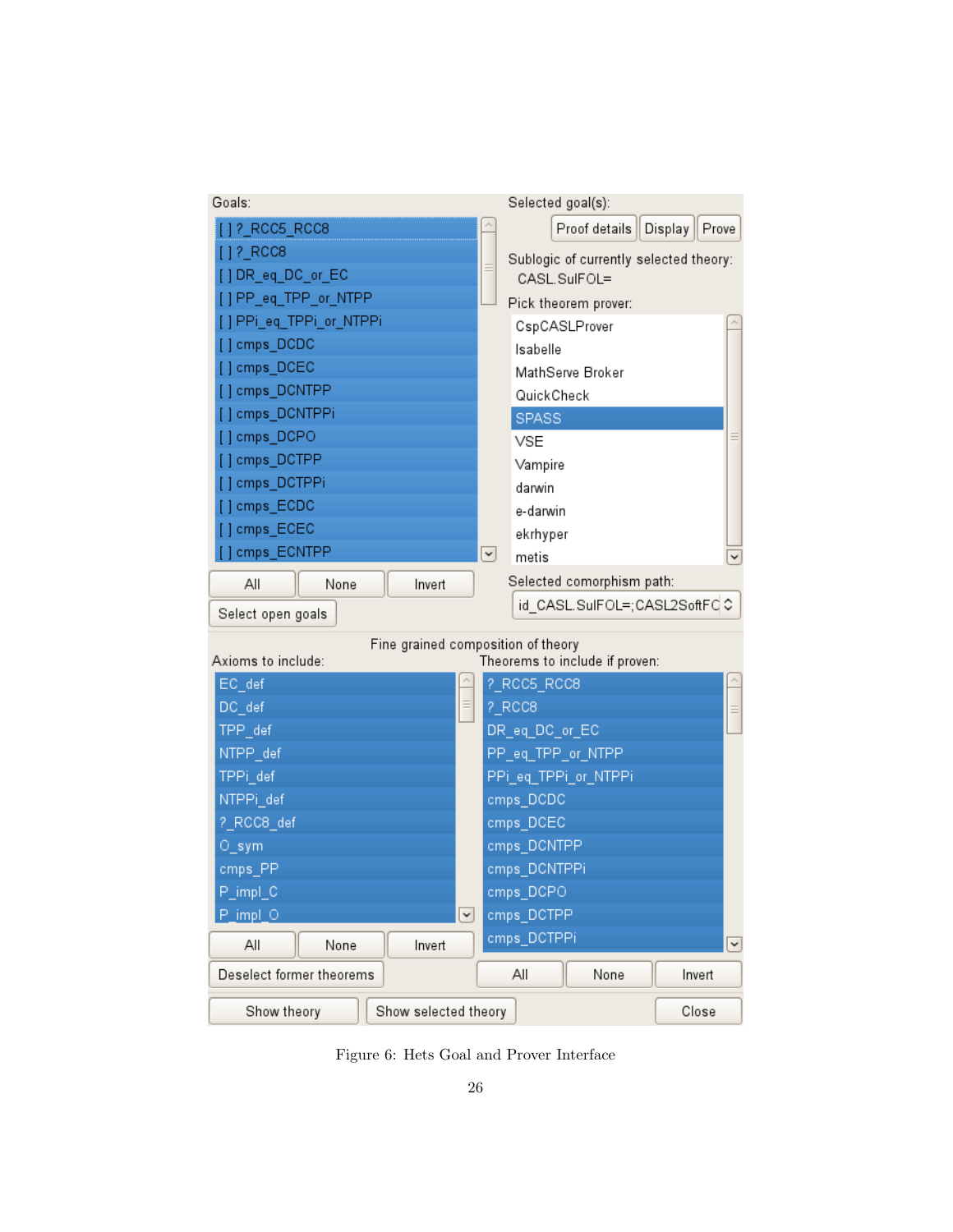Figure 6: Hets Goal and Prover Interface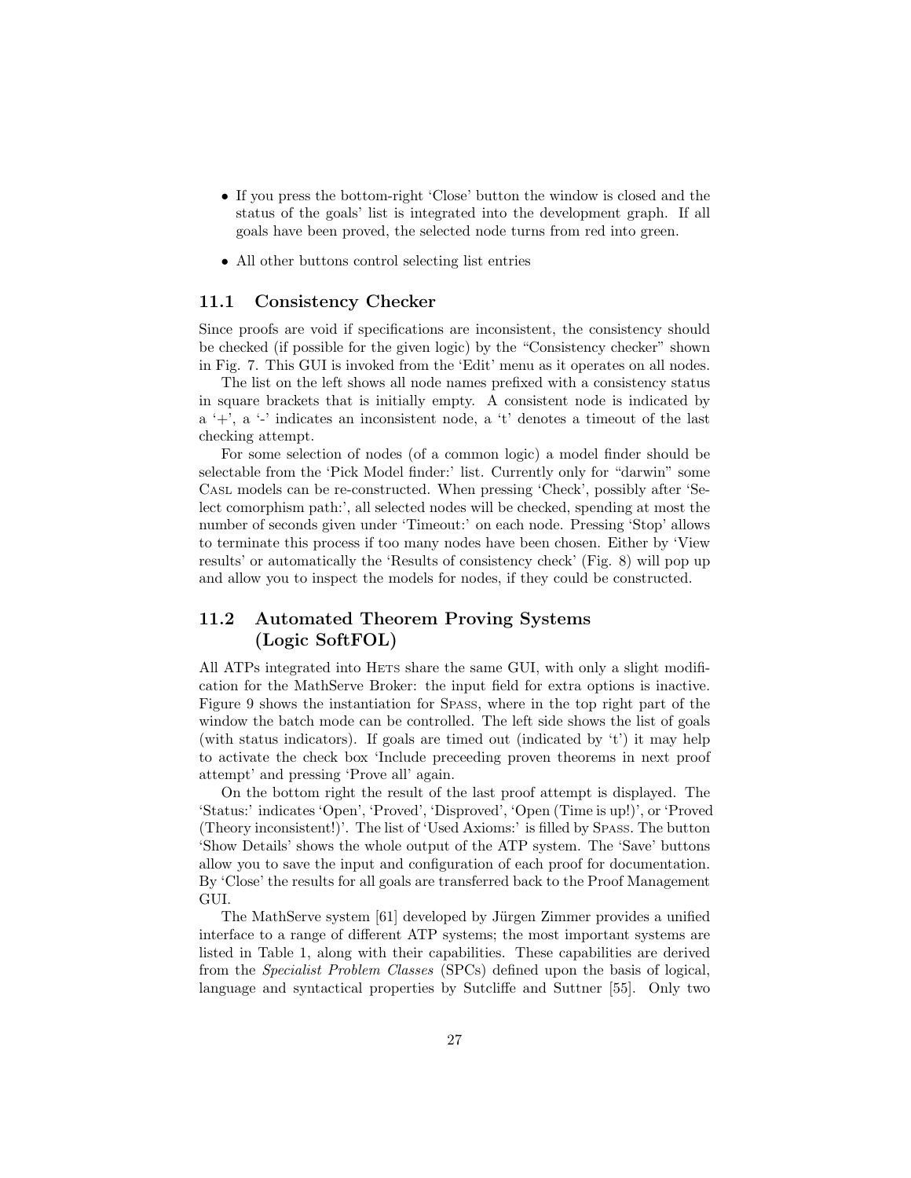- If you press the bottom-right 'Close' button the window is closed and the status of the goals' list is integrated into the development graph. If all goals have been proved, the selected node turns from red into green.
- All other buttons control selecting list entries

## 11.1 Consistency Checker

Since proofs are void if specifications are inconsistent, the consistency should be checked (if possible for the given logic) by the "Consistency checker" shown in Fig. 7. This GUI is invoked from the 'Edit' menu as it operates on all nodes.

The list on the left shows all node names prefixed with a consistency status in square brackets that is initially empty. A consistent node is indicated by a '+', a '-' indicates an inconsistent node, a 't' denotes a timeout of the last checking attempt.

For some selection of nodes (of a common logic) a model finder should be selectable from the 'Pick Model finder:' list. Currently only for "darwin" some Casl models can be re-constructed. When pressing 'Check', possibly after 'Select comorphism path:', all selected nodes will be checked, spending at most the number of seconds given under 'Timeout:' on each node. Pressing 'Stop' allows to terminate this process if too many nodes have been chosen. Either by 'View results' or automatically the 'Results of consistency check' (Fig. 8) will pop up and allow you to inspect the models for nodes, if they could be constructed.

## 11.2 Automated Theorem Proving Systems (Logic SoftFOL)

All ATPs integrated into Hets share the same GUI, with only a slight modification for the MathServe Broker: the input field for extra options is inactive. Figure 9 shows the instantiation for Spass, where in the top right part of the window the batch mode can be controlled. The left side shows the list of goals (with status indicators). If goals are timed out (indicated by 't') it may help to activate the check box 'Include preceeding proven theorems in next proof attempt' and pressing 'Prove all' again.

On the bottom right the result of the last proof attempt is displayed. The 'Status:' indicates 'Open', 'Proved', 'Disproved', 'Open (Time is up!)', or 'Proved (Theory inconsistent!)'. The list of 'Used Axioms:' is filled by Spass. The button 'Show Details' shows the whole output of the ATP system. The 'Save' buttons allow you to save the input and configuration of each proof for documentation. By 'Close' the results for all goals are transferred back to the Proof Management GUI.

The MathServe system [61] developed by Jürgen Zimmer provides a unified interface to a range of different ATP systems; the most important systems are listed in Table 1, along with their capabilities. These capabilities are derived from the *Specialist Problem Classes* (SPCs) defined upon the basis of logical, language and syntactical properties by Sutcliffe and Suttner [55]. Only two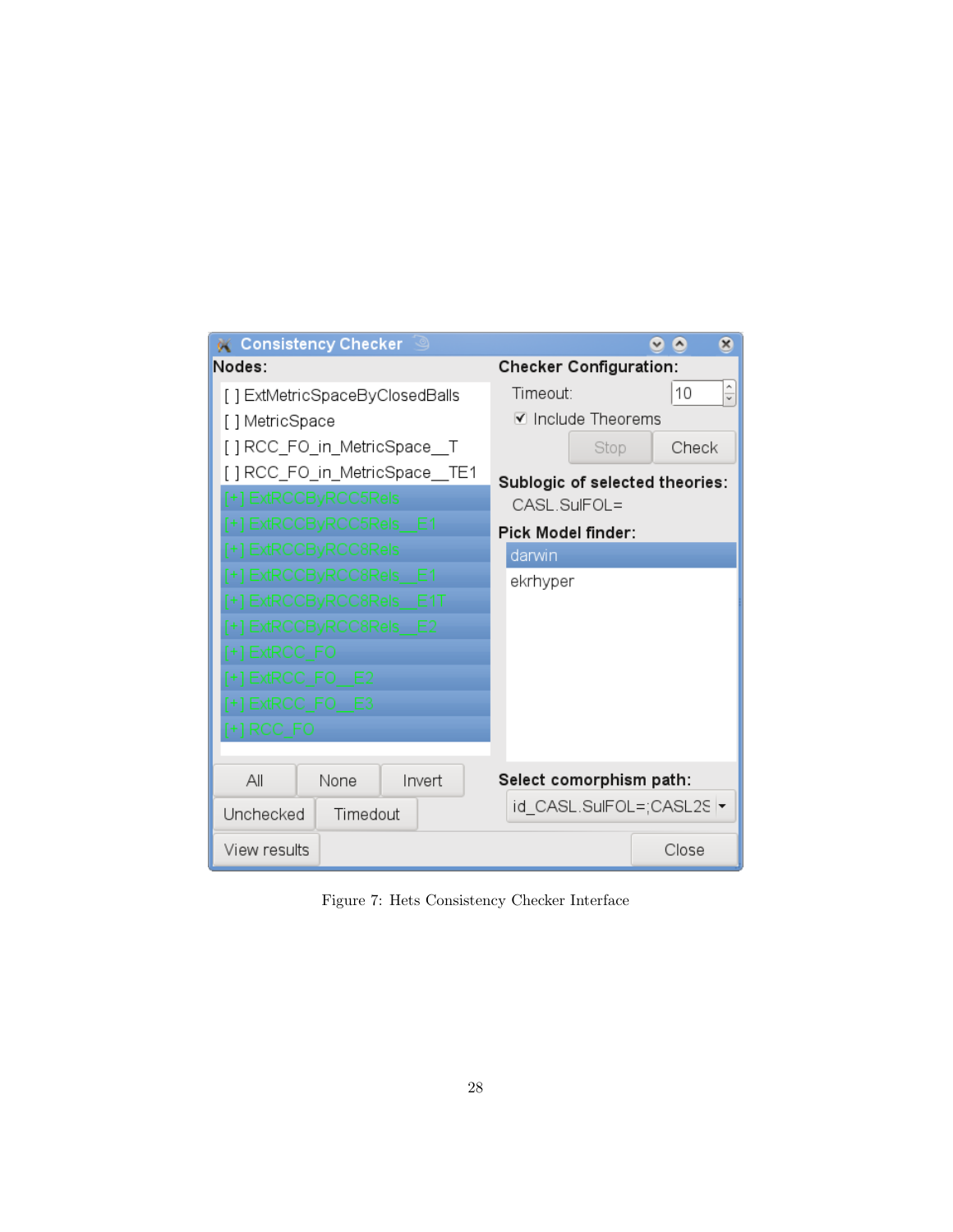Figure 7: Hets Consistency Checker Interface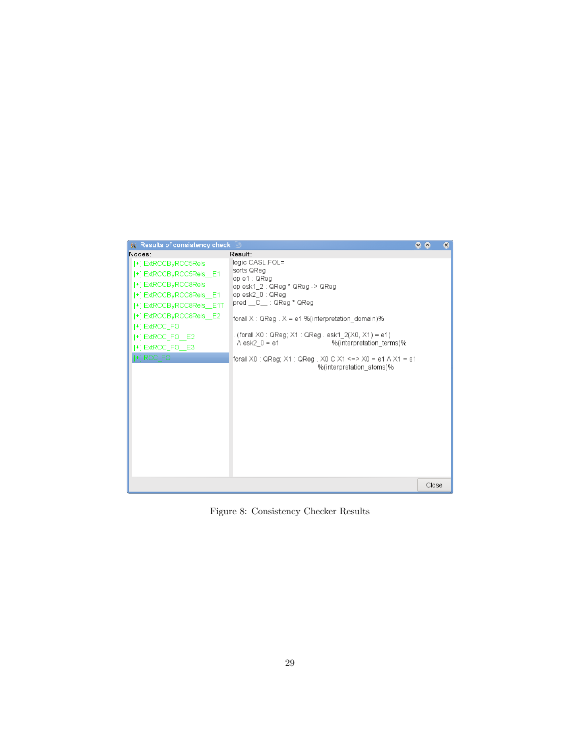Results of consistency check

**Nodes:**

- [+] ExtRCCByRCC5Rels
- [+] ExtRCCByRCC5Rels__E1
- [+] ExtRCCByRCC8Rels
- [+] ExtRCCByRCC8Rels__E1
- [+] ExtRCCByRCC8Rels__E1T
- [+] ExtRCCByRCC8Rels__E2
- [+] ExtRCC_FO
- [+] ExtRCC_FO__E2
- [+] ExtRCC_FO__E3
- [+] RCC_FO

**Result:**

```
logic CASL.FOL=
sorts QReg
op e1 : QReg
op esk1_2 : QReg * QReg -> QReg
op esk2_0 : QReg
pred __C__ : QReg * QReg

forall X : QReg . X = e1 %(interpretation_domain)%

 (forall X0 : QReg; X1 : QReg . esk1_2(X0, X1) = e1)
 /\ esk2_0 = e1                          %(interpretation_terms)%

forall X0 : QReg; X1 : QReg . X0 C X1 <=> X0 = e1 /\ X1 = e1
                                   %(interpretation_atoms)%
```

Close

Figure 8: Consistency Checker Results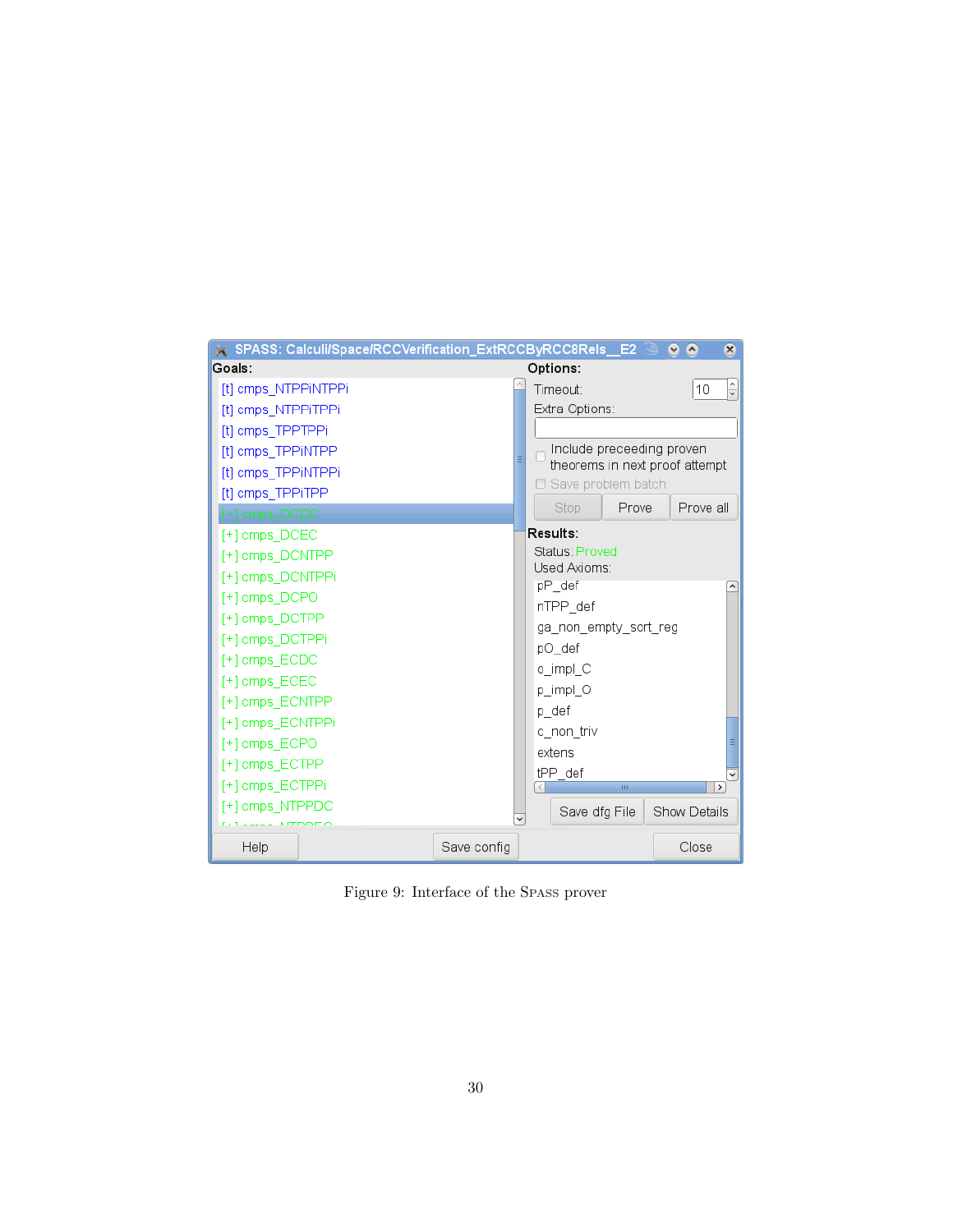Figure 9: Interface of the SPASS prover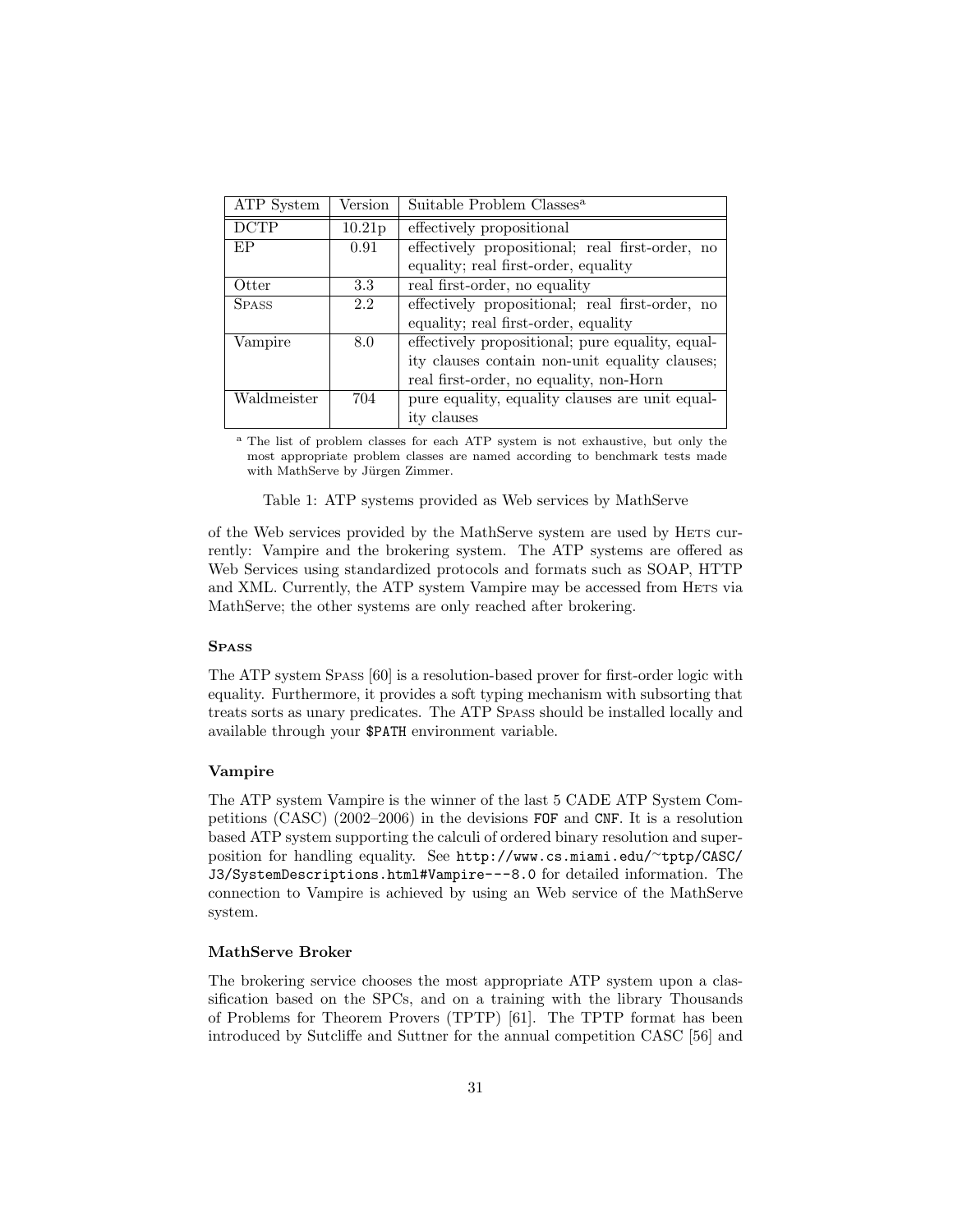| ATP System | Version | Suitable Problem Classes[a] |
|---|---|---|
| DCTP | 10.21p | effectively propositional |
| EP | 0.91 | effectively propositional; real first-order, no equality; real first-order, equality |
| Otter | 3.3 | real first-order, no equality |
| SPASS | 2.2 | effectively propositional; real first-order, no equality; real first-order, equality |
| Vampire | 8.0 | effectively propositional; pure equality, equality clauses contain non-unit equality clauses; real first-order, no equality, non-Horn |
| Waldmeister | 704 | pure equality, equality clauses are unit equality clauses |

[a] The list of problem classes for each ATP system is not exhaustive, but only the most appropriate problem classes are named according to benchmark tests made with MathServe by Jürgen Zimmer.

Table 1: ATP systems provided as Web services by MathServe

of the Web services provided by the MathServe system are used by HETS currently: Vampire and the brokering system. The ATP systems are offered as Web Services using standardized protocols and formats such as SOAP, HTTP and XML. Currently, the ATP system Vampire may be accessed from HETS via MathServe; the other systems are only reached after brokering.

#### SPASS

The ATP system SPASS [60] is a resolution-based prover for first-order logic with equality. Furthermore, it provides a soft typing mechanism with subsorting that treats sorts as unary predicates. The ATP SPASS should be installed locally and available through your `$PATH` environment variable.

#### Vampire

The ATP system Vampire is the winner of the last 5 CADE ATP System Competitions (CASC) (2002–2006) in the devisions `FOF` and `CNF`. It is a resolution based ATP system supporting the calculi of ordered binary resolution and superposition for handling equality. See `http://www.cs.miami.edu/~tptp/CASC/J3/SystemDescriptions.html#Vampire---8.0` for detailed information. The connection to Vampire is achieved by using an Web service of the MathServe system.

#### MathServe Broker

The brokering service chooses the most appropriate ATP system upon a classification based on the SPCs, and on a training with the library Thousands of Problems for Theorem Provers (TPTP) [61]. The TPTP format has been introduced by Sutcliffe and Suttner for the annual competition CASC [56] and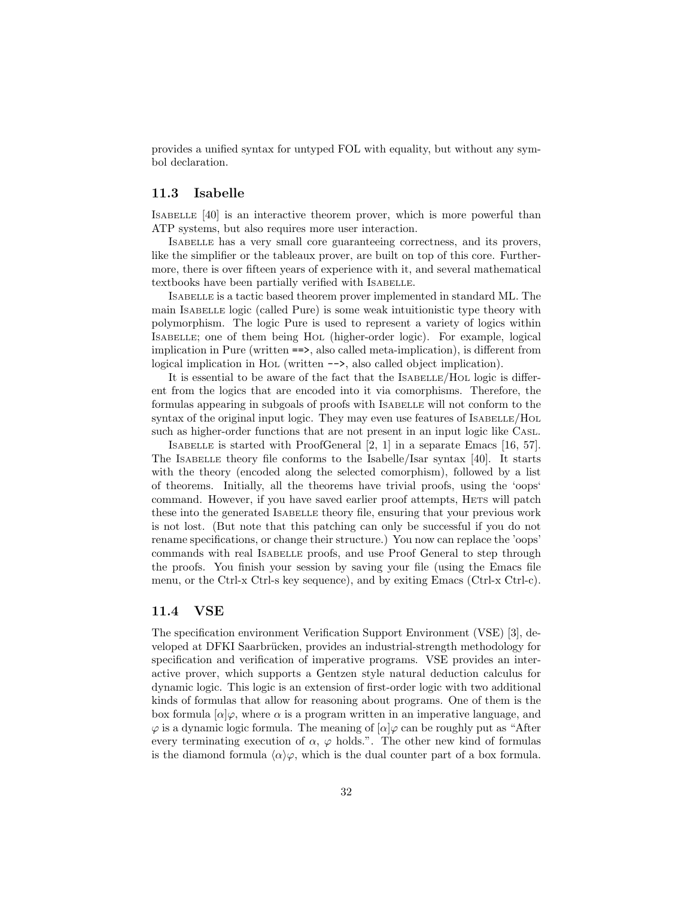provides a unified syntax for untyped FOL with equality, but without any symbol declaration.

## 11.3 Isabelle

Isabelle [40] is an interactive theorem prover, which is more powerful than ATP systems, but also requires more user interaction.

Isabelle has a very small core guaranteeing correctness, and its provers, like the simplifier or the tableaux prover, are built on top of this core. Furthermore, there is over fifteen years of experience with it, and several mathematical textbooks have been partially verified with Isabelle.

Isabelle is a tactic based theorem prover implemented in standard ML. The main Isabelle logic (called Pure) is some weak intuitionistic type theory with polymorphism. The logic Pure is used to represent a variety of logics within Isabelle; one of them being Hol (higher-order logic). For example, logical implication in Pure (written `==>`, also called meta-implication), is different from logical implication in Hol (written `-->`, also called object implication).

It is essential to be aware of the fact that the Isabelle/Hol logic is different from the logics that are encoded into it via comorphisms. Therefore, the formulas appearing in subgoals of proofs with Isabelle will not conform to the syntax of the original input logic. They may even use features of Isabelle/Hol such as higher-order functions that are not present in an input logic like Casl.

Isabelle is started with ProofGeneral [2, 1] in a separate Emacs [16, 57]. The Isabelle theory file conforms to the Isabelle/Isar syntax [40]. It starts with the theory (encoded along the selected comorphism), followed by a list of theorems. Initially, all the theorems have trivial proofs, using the 'oops' command. However, if you have saved earlier proof attempts, Hets will patch these into the generated Isabelle theory file, ensuring that your previous work is not lost. (But note that this patching can only be successful if you do not rename specifications, or change their structure.) You now can replace the 'oops' commands with real Isabelle proofs, and use Proof General to step through the proofs. You finish your session by saving your file (using the Emacs file menu, or the Ctrl-x Ctrl-s key sequence), and by exiting Emacs (Ctrl-x Ctrl-c).

## 11.4 VSE

The specification environment Verification Support Environment (VSE) [3], developed at DFKI Saarbrücken, provides an industrial-strength methodology for specification and verification of imperative programs. VSE provides an interactive prover, which supports a Gentzen style natural deduction calculus for dynamic logic. This logic is an extension of first-order logic with two additional kinds of formulas that allow for reasoning about programs. One of them is the box formula $[\alpha]\varphi$, where $\alpha$ is a program written in an imperative language, and $\varphi$ is a dynamic logic formula. The meaning of $[\alpha]\varphi$ can be roughly put as "After every terminating execution of $\alpha$, $\varphi$ holds.". The other new kind of formulas is the diamond formula $\langle\alpha\rangle\varphi$, which is the dual counter part of a box formula.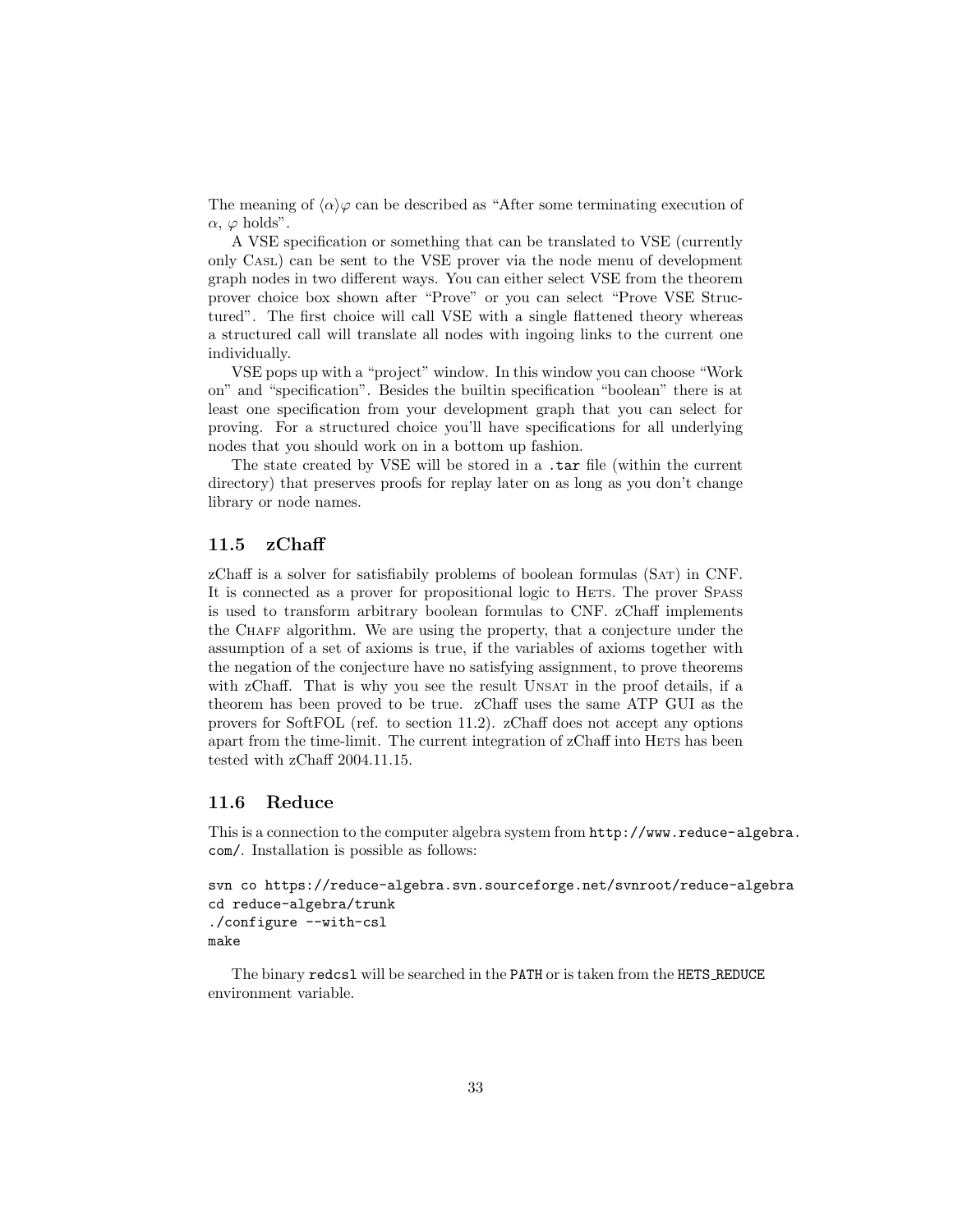The meaning of $\langle\alpha\rangle\varphi$ can be described as "After some terminating execution of $\alpha$, $\varphi$ holds".

A VSE specification or something that can be translated to VSE (currently only CASL) can be sent to the VSE prover via the node menu of development graph nodes in two different ways. You can either select VSE from the theorem prover choice box shown after "Prove" or you can select "Prove VSE Structured". The first choice will call VSE with a single flattened theory whereas a structured call will translate all nodes with ingoing links to the current one individually.

VSE pops up with a "project" window. In this window you can choose "Work on" and "specification". Besides the builtin specification "boolean" there is at least one specification from your development graph that you can select for proving. For a structured choice you'll have specifications for all underlying nodes that you should work on in a bottom up fashion.

The state created by VSE will be stored in a `.tar` file (within the current directory) that preserves proofs for replay later on as long as you don't change library or node names.

### 11.5 zChaff

zChaff is a solver for satisfiabily problems of boolean formulas (SAT) in CNF. It is connected as a prover for propositional logic to HETS. The prover SPASS is used to transform arbitrary boolean formulas to CNF. zChaff implements the CHAFF algorithm. We are using the property, that a conjecture under the assumption of a set of axioms is true, if the variables of axioms together with the negation of the conjecture have no satisfying assignment, to prove theorems with zChaff. That is why you see the result UNSAT in the proof details, if a theorem has been proved to be true. zChaff uses the same ATP GUI as the provers for SoftFOL (ref. to section 11.2). zChaff does not accept any options apart from the time-limit. The current integration of zChaff into HETS has been tested with zChaff 2004.11.15.

### 11.6 Reduce

This is a connection to the computer algebra system from `http://www.reduce-algebra.com/`. Installation is possible as follows:

```
svn co https://reduce-algebra.svn.sourceforge.net/svnroot/reduce-algebra
cd reduce-algebra/trunk
./configure --with-csl
make
```

The binary `redcsl` will be searched in the `PATH` or is taken from the `HETS_REDUCE` environment variable.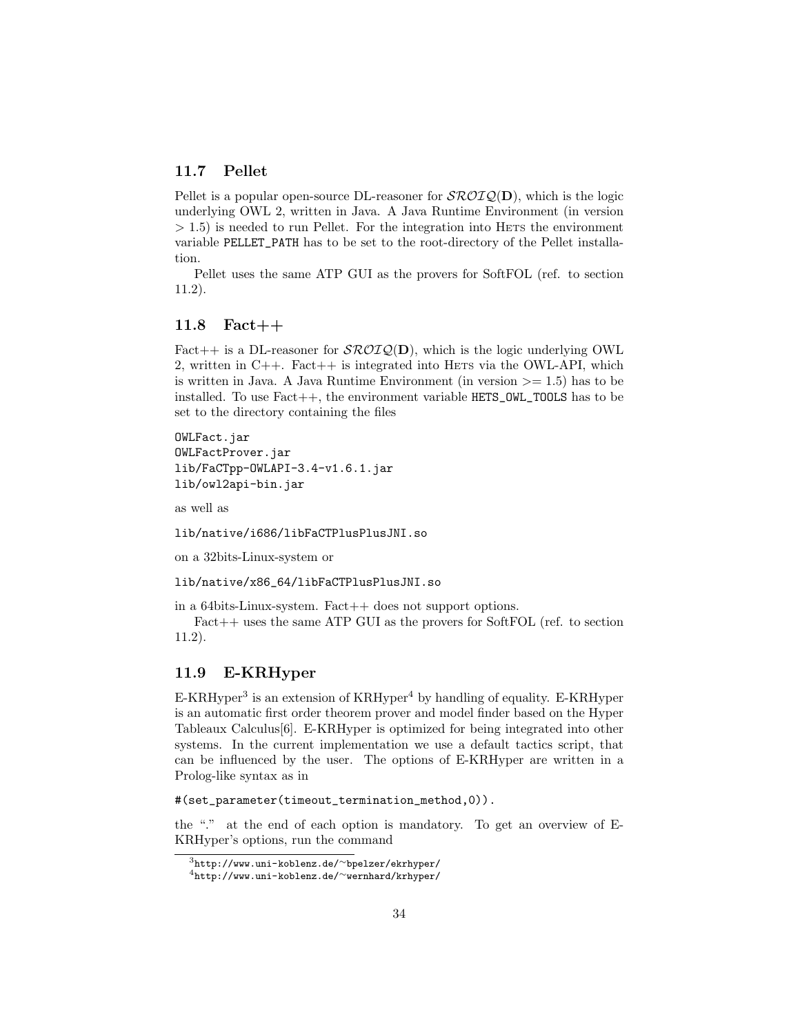### 11.7 Pellet

Pellet is a popular open-source DL-reasoner for $\mathcal{SROIQ}(\mathbf{D})$, which is the logic underlying OWL 2, written in Java. A Java Runtime Environment (in version $> 1.5$) is needed to run Pellet. For the integration into Hets the environment variable `PELLET_PATH` has to be set to the root-directory of the Pellet installation.

Pellet uses the same ATP GUI as the provers for SoftFOL (ref. to section 11.2).

### 11.8 Fact++

Fact++ is a DL-reasoner for $\mathcal{SROIQ}(\mathbf{D})$, which is the logic underlying OWL 2, written in C++. Fact++ is integrated into Hets via the OWL-API, which is written in Java. A Java Runtime Environment (in version $>= 1.5$) has to be installed. To use Fact++, the environment variable `HETS_OWL_TOOLS` has to be set to the directory containing the files

```
OWLFact.jar
OWLFactProver.jar
lib/FaCTpp-OWLAPI-3.4-v1.6.1.jar
lib/owl2api-bin.jar
```

as well as

```
lib/native/i686/libFaCTPlusPlusJNI.so
```

on a 32bits-Linux-system or

```
lib/native/x86_64/libFaCTPlusPlusJNI.so
```

in a 64bits-Linux-system. Fact++ does not support options.

Fact++ uses the same ATP GUI as the provers for SoftFOL (ref. to section 11.2).

### 11.9 E-KRHyper

E-KRHyper[3] is an extension of KRHyper[4] by handling of equality. E-KRHyper is an automatic first order theorem prover and model finder based on the Hyper Tableaux Calculus[6]. E-KRHyper is optimized for being integrated into other systems. In the current implementation we use a default tactics script, that can be influenced by the user. The options of E-KRHyper are written in a Prolog-like syntax as in

```
#(set_parameter(timeout_termination_method,0)).
```

the "." at the end of each option is mandatory. To get an overview of E-KRHyper's options, run the command

[3] `http://www.uni-koblenz.de/~bpelzer/ekrhyper/`

[4] `http://www.uni-koblenz.de/~wernhard/krhyper/`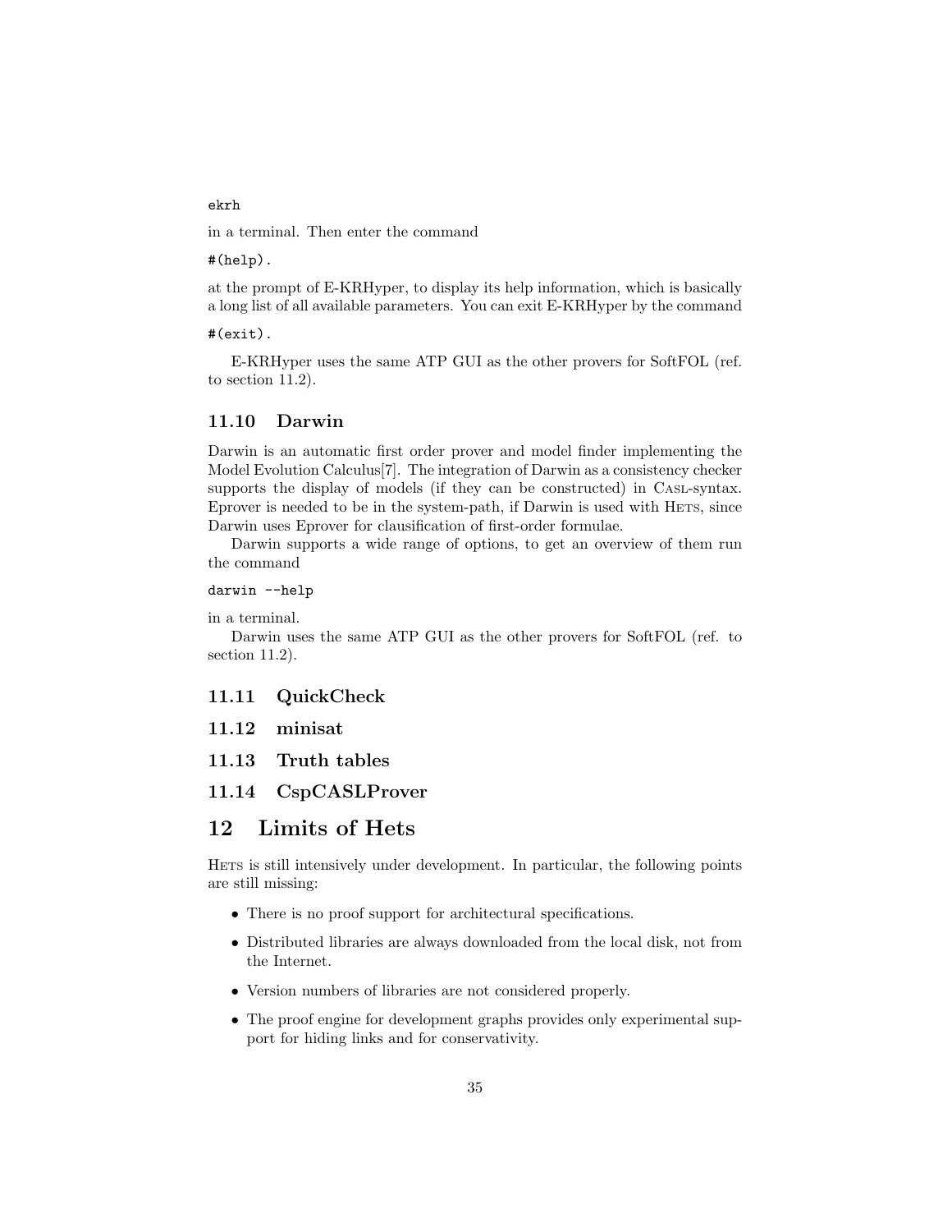```
ekrh
```

in a terminal. Then enter the command

```
#(help).
```

at the prompt of E-KRHyper, to display its help information, which is basically a long list of all available parameters. You can exit E-KRHyper by the command

```
#(exit).
```

E-KRHyper uses the same ATP GUI as the other provers for SoftFOL (ref. to section 11.2).

### 11.10 Darwin

Darwin is an automatic first order prover and model finder implementing the Model Evolution Calculus[7]. The integration of Darwin as a consistency checker supports the display of models (if they can be constructed) in CASL-syntax. Eprover is needed to be in the system-path, if Darwin is used with HETS, since Darwin uses Eprover for clausification of first-order formulae.

Darwin supports a wide range of options, to get an overview of them run the command

```
darwin --help
```

in a terminal.

Darwin uses the same ATP GUI as the other provers for SoftFOL (ref. to section 11.2).

### 11.11 QuickCheck

### 11.12 minisat

### 11.13 Truth tables

### 11.14 CspCASLProver

## 12 Limits of Hets

HETS is still intensively under development. In particular, the following points are still missing:

- There is no proof support for architectural specifications.
- Distributed libraries are always downloaded from the local disk, not from the Internet.
- Version numbers of libraries are not considered properly.
- The proof engine for development graphs provides only experimental support for hiding links and for conservativity.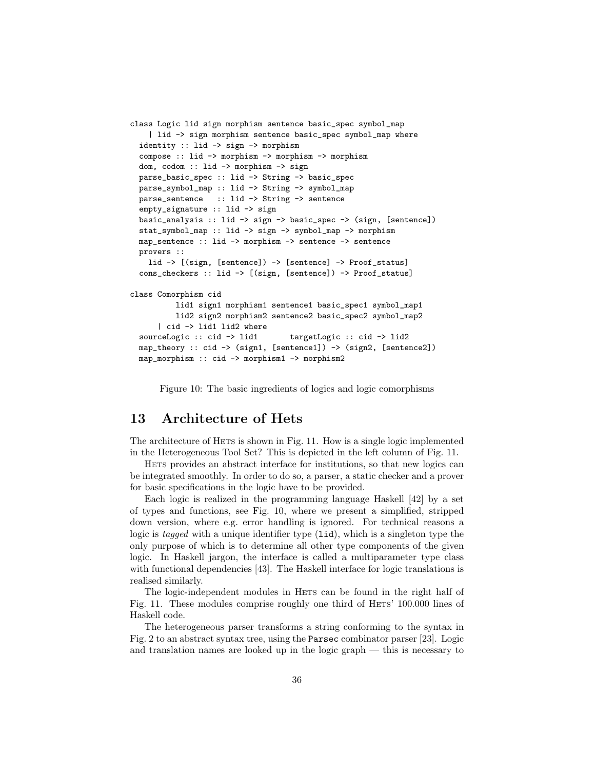```
class Logic lid sign morphism sentence basic_spec symbol_map
    | lid -> sign morphism sentence basic_spec symbol_map where
  identity :: lid -> sign -> morphism
  compose :: lid -> morphism -> morphism -> morphism
  dom, codom :: lid -> morphism -> sign
  parse_basic_spec :: lid -> String -> basic_spec
  parse_symbol_map :: lid -> String -> symbol_map
  parse_sentence   :: lid -> String -> sentence
  empty_signature :: lid -> sign
  basic_analysis :: lid -> sign -> basic_spec -> (sign, [sentence])
  stat_symbol_map :: lid -> sign -> symbol_map -> morphism
  map_sentence :: lid -> morphism -> sentence -> sentence
  provers ::
    lid -> [(sign, [sentence]) -> [sentence] -> Proof_status]
  cons_checkers :: lid -> [(sign, [sentence]) -> Proof_status]

class Comorphism cid
          lid1 sign1 morphism1 sentence1 basic_spec1 symbol_map1
          lid2 sign2 morphism2 sentence2 basic_spec2 symbol_map2
      | cid -> lid1 lid2 where
  sourceLogic :: cid -> lid1       targetLogic :: cid -> lid2
  map_theory :: cid -> (sign1, [sentence1]) -> (sign2, [sentence2])
  map_morphism :: cid -> morphism1 -> morphism2
```

Figure 10: The basic ingredients of logics and logic comorphisms

# 13 Architecture of Hets

The architecture of Hets is shown in Fig. 11. How is a single logic implemented in the Heterogeneous Tool Set? This is depicted in the left column of Fig. 11.

Hets provides an abstract interface for institutions, so that new logics can be integrated smoothly. In order to do so, a parser, a static checker and a prover for basic specifications in the logic have to be provided.

Each logic is realized in the programming language Haskell [42] by a set of types and functions, see Fig. 10, where we present a simplified, stripped down version, where e.g. error handling is ignored. For technical reasons a logic is *tagged* with a unique identifier type (`lid`), which is a singleton type the only purpose of which is to determine all other type components of the given logic. In Haskell jargon, the interface is called a multiparameter type class with functional dependencies [43]. The Haskell interface for logic translations is realised similarly.

The logic-independent modules in Hets can be found in the right half of Fig. 11. These modules comprise roughly one third of Hets' 100.000 lines of Haskell code.

The heterogeneous parser transforms a string conforming to the syntax in Fig. 2 to an abstract syntax tree, using the `Parsec` combinator parser [23]. Logic and translation names are looked up in the logic graph — this is necessary to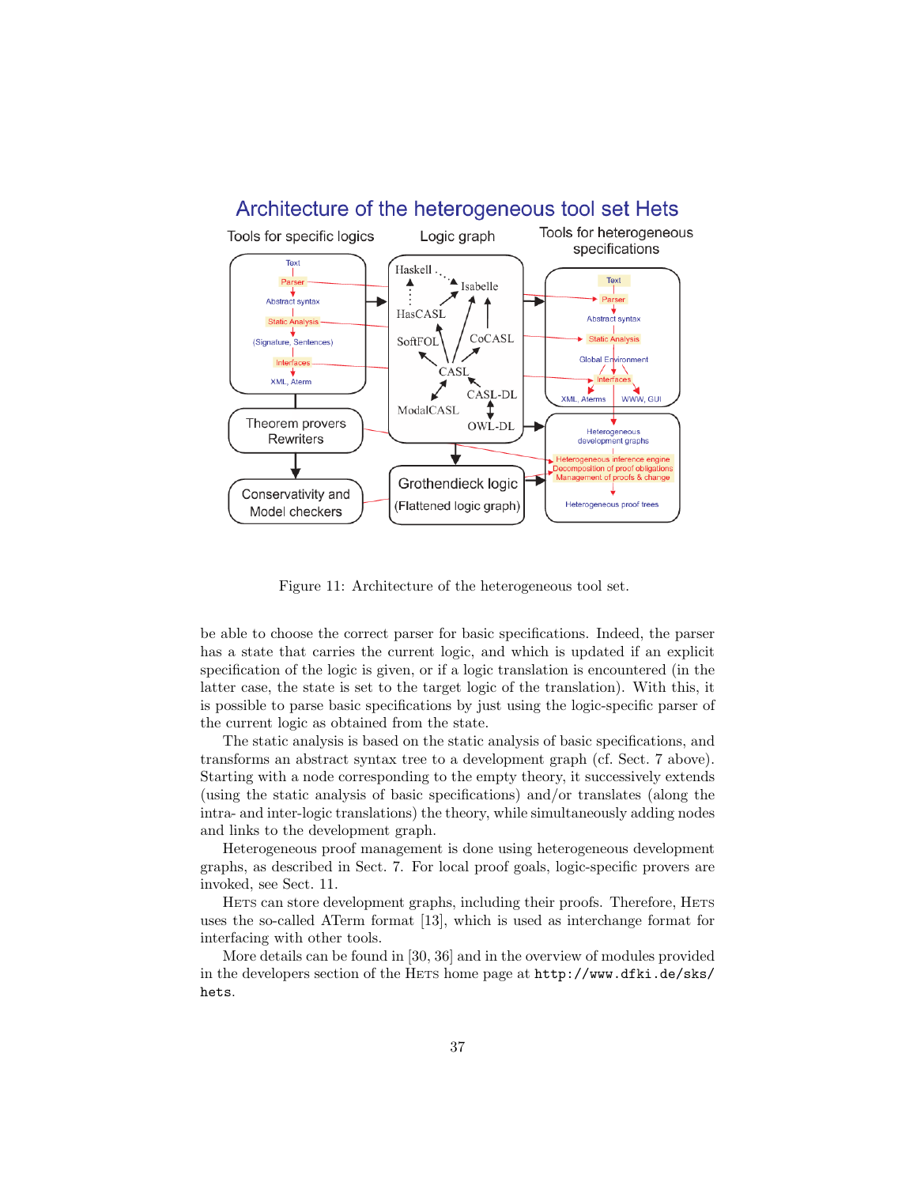Figure 11: Architecture of the heterogeneous tool set.

be able to choose the correct parser for basic specifications. Indeed, the parser has a state that carries the current logic, and which is updated if an explicit specification of the logic is given, or if a logic translation is encountered (in the latter case, the state is set to the target logic of the translation). With this, it is possible to parse basic specifications by just using the logic-specific parser of the current logic as obtained from the state.

The static analysis is based on the static analysis of basic specifications, and transforms an abstract syntax tree to a development graph (cf. Sect. 7 above). Starting with a node corresponding to the empty theory, it successively extends (using the static analysis of basic specifications) and/or translates (along the intra- and inter-logic translations) the theory, while simultaneously adding nodes and links to the development graph.

Heterogeneous proof management is done using heterogeneous development graphs, as described in Sect. 7. For local proof goals, logic-specific provers are invoked, see Sect. 11.

HETS can store development graphs, including their proofs. Therefore, HETS uses the so-called ATerm format [13], which is used as interchange format for interfacing with other tools.

More details can be found in [30, 36] and in the overview of modules provided in the developers section of the HETS home page at `http://www.dfki.de/sks/hets`.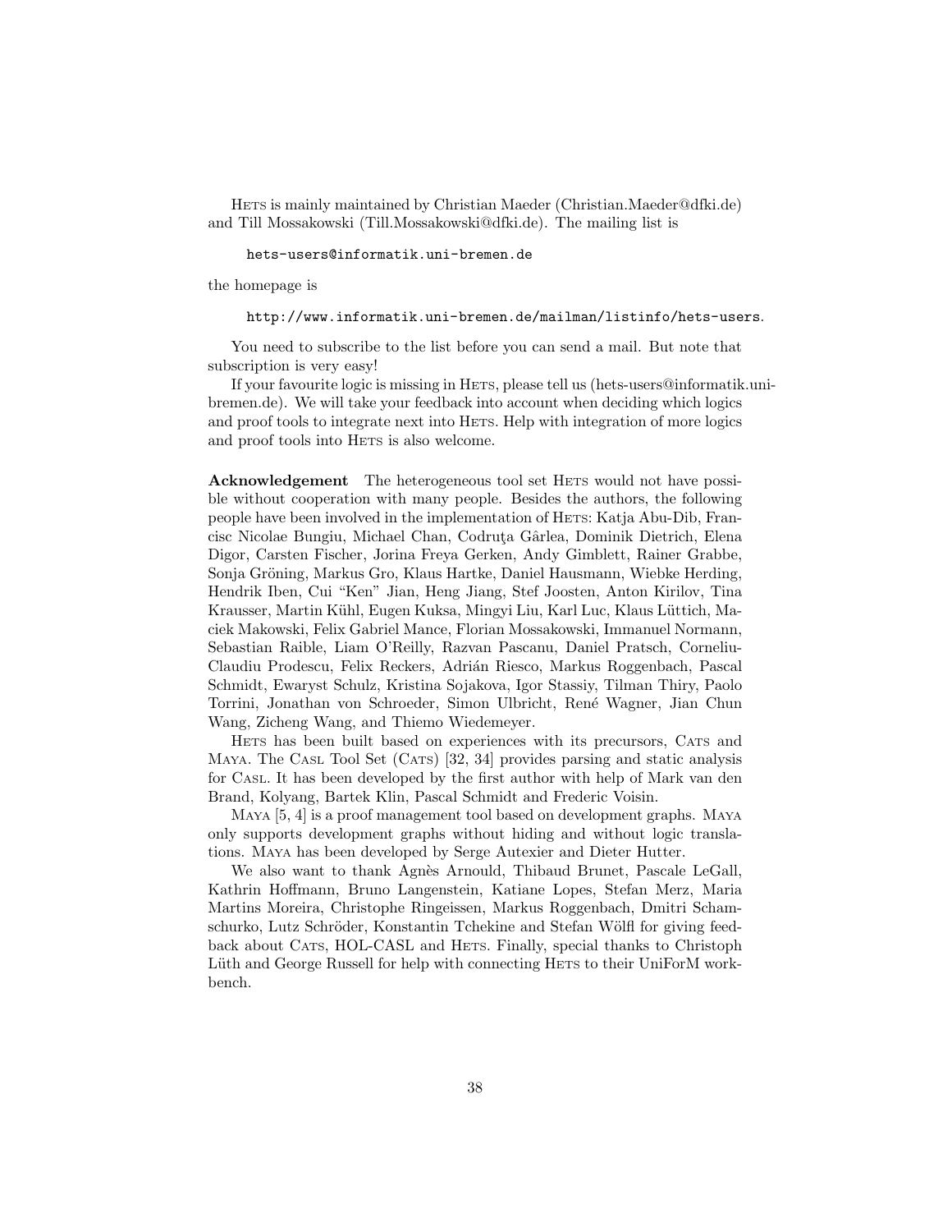Hets is mainly maintained by Christian Maeder (Christian.Maeder@dfki.de) and Till Mossakowski (Till.Mossakowski@dfki.de). The mailing list is

```
hets-users@informatik.uni-bremen.de
```

the homepage is

```
http://www.informatik.uni-bremen.de/mailman/listinfo/hets-users.
```

You need to subscribe to the list before you can send a mail. But note that subscription is very easy!

If your favourite logic is missing in Hets, please tell us (hets-users@informatik.uni-bremen.de). We will take your feedback into account when deciding which logics and proof tools to integrate next into Hets. Help with integration of more logics and proof tools into Hets is also welcome.

**Acknowledgement** The heterogeneous tool set Hets would not have possible without cooperation with many people. Besides the authors, the following people have been involved in the implementation of Hets: Katja Abu-Dib, Francisc Nicolae Bungiu, Michael Chan, Codruţa Gârlea, Dominik Dietrich, Elena Digor, Carsten Fischer, Jorina Freya Gerken, Andy Gimblett, Rainer Grabbe, Sonja Gröning, Markus Gro, Klaus Hartke, Daniel Hausmann, Wiebke Herding, Hendrik Iben, Cui "Ken" Jian, Heng Jiang, Stef Joosten, Anton Kirilov, Tina Krausser, Martin Kühl, Eugen Kuksa, Mingyi Liu, Karl Luc, Klaus Lüttich, Maciek Makowski, Felix Gabriel Mance, Florian Mossakowski, Immanuel Normann, Sebastian Raible, Liam O'Reilly, Razvan Pascanu, Daniel Pratsch, Corneliu-Claudiu Prodescu, Felix Reckers, Adrián Riesco, Markus Roggenbach, Pascal Schmidt, Ewaryst Schulz, Kristina Sojakova, Igor Stassiy, Tilman Thiry, Paolo Torrini, Jonathan von Schroeder, Simon Ulbricht, René Wagner, Jian Chun Wang, Zicheng Wang, and Thiemo Wiedemeyer.

Hets has been built based on experiences with its precursors, Cats and Maya. The Casl Tool Set (Cats) [32, 34] provides parsing and static analysis for Casl. It has been developed by the first author with help of Mark van den Brand, Kolyang, Bartek Klin, Pascal Schmidt and Frederic Voisin.

Maya [5, 4] is a proof management tool based on development graphs. Maya only supports development graphs without hiding and without logic translations. Maya has been developed by Serge Autexier and Dieter Hutter.

We also want to thank Agnès Arnould, Thibaud Brunet, Pascale LeGall, Kathrin Hoffmann, Bruno Langenstein, Katiane Lopes, Stefan Merz, Maria Martins Moreira, Christophe Ringeissen, Markus Roggenbach, Dmitri Schamschurko, Lutz Schröder, Konstantin Tchekine and Stefan Wölfl for giving feedback about Cats, HOL-CASL and Hets. Finally, special thanks to Christoph Lüth and George Russell for help with connecting Hets to their UniForM workbench.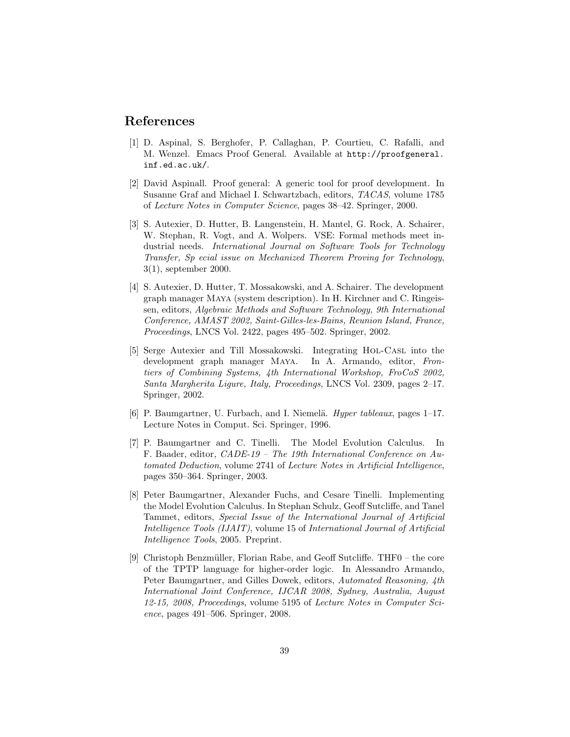## References

[1] D. Aspinal, S. Berghofer, P. Callaghan, P. Courtieu, C. Rafalli, and M. Wenzel. Emacs Proof General. Available at `http://proofgeneral.inf.ed.ac.uk/`.

[2] David Aspinall. Proof general: A generic tool for proof development. In Susanne Graf and Michael I. Schwartzbach, editors, *TACAS*, volume 1785 of *Lecture Notes in Computer Science*, pages 38–42. Springer, 2000.

[3] S. Autexier, D. Hutter, B. Langenstein, H. Mantel, G. Rock, A. Schairer, W. Stephan, R. Vogt, and A. Wolpers. VSE: Formal methods meet industrial needs. *International Journal on Software Tools for Technology Transfer, Sp ecial issue on Mechanized Theorem Proving for Technology*, 3(1), september 2000.

[4] S. Autexier, D. Hutter, T. Mossakowski, and A. Schairer. The development graph manager MAYA (system description). In H. Kirchner and C. Ringeissen, editors, *Algebraic Methods and Software Technology, 9th International Conference, AMAST 2002, Saint-Gilles-les-Bains, Reunion Island, France, Proceedings*, LNCS Vol. 2422, pages 495–502. Springer, 2002.

[5] Serge Autexier and Till Mossakowski. Integrating HOL-CASL into the development graph manager MAYA. In A. Armando, editor, *Frontiers of Combining Systems, 4th International Workshop, FroCoS 2002, Santa Margherita Ligure, Italy, Proceedings*, LNCS Vol. 2309, pages 2–17. Springer, 2002.

[6] P. Baumgartner, U. Furbach, and I. Niemelä. *Hyper tableaux*, pages 1–17. Lecture Notes in Comput. Sci. Springer, 1996.

[7] P. Baumgartner and C. Tinelli. The Model Evolution Calculus. In F. Baader, editor, *CADE-19 – The 19th International Conference on Automated Deduction*, volume 2741 of *Lecture Notes in Artificial Intelligence*, pages 350–364. Springer, 2003.

[8] Peter Baumgartner, Alexander Fuchs, and Cesare Tinelli. Implementing the Model Evolution Calculus. In Stephan Schulz, Geoff Sutcliffe, and Tanel Tammet, editors, *Special Issue of the International Journal of Artificial Intelligence Tools (IJAIT)*, volume 15 of *International Journal of Artificial Intelligence Tools*, 2005. Preprint.

[9] Christoph Benzmüller, Florian Rabe, and Geoff Sutcliffe. THF0 – the core of the TPTP language for higher-order logic. In Alessandro Armando, Peter Baumgartner, and Gilles Dowek, editors, *Automated Reasoning, 4th International Joint Conference, IJCAR 2008, Sydney, Australia, August 12-15, 2008, Proceedings*, volume 5195 of *Lecture Notes in Computer Science*, pages 491–506. Springer, 2008.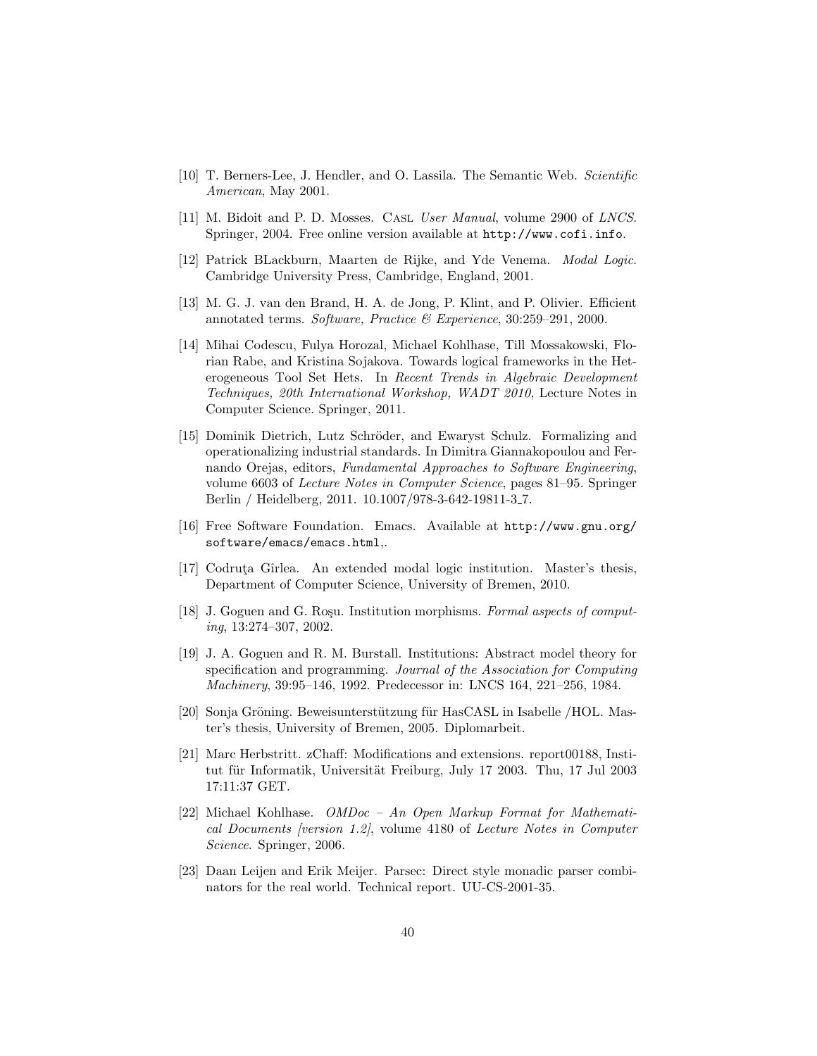[10] T. Berners-Lee, J. Hendler, and O. Lassila. The Semantic Web. *Scientific American*, May 2001.

[11] M. Bidoit and P. D. Mosses. CASL *User Manual*, volume 2900 of *LNCS*. Springer, 2004. Free online version available at `http://www.cofi.info`.

[12] Patrick BLackburn, Maarten de Rijke, and Yde Venema. *Modal Logic*. Cambridge University Press, Cambridge, England, 2001.

[13] M. G. J. van den Brand, H. A. de Jong, P. Klint, and P. Olivier. Efficient annotated terms. *Software, Practice & Experience*, 30:259–291, 2000.

[14] Mihai Codescu, Fulya Horozal, Michael Kohlhase, Till Mossakowski, Florian Rabe, and Kristina Sojakova. Towards logical frameworks in the Heterogeneous Tool Set Hets. In *Recent Trends in Algebraic Development Techniques, 20th International Workshop, WADT 2010*, Lecture Notes in Computer Science. Springer, 2011.

[15] Dominik Dietrich, Lutz Schröder, and Ewaryst Schulz. Formalizing and operationalizing industrial standards. In Dimitra Giannakopoulou and Fernando Orejas, editors, *Fundamental Approaches to Software Engineering*, volume 6603 of *Lecture Notes in Computer Science*, pages 81–95. Springer Berlin / Heidelberg, 2011. 10.1007/978-3-642-19811-3_7.

[16] Free Software Foundation. Emacs. Available at `http://www.gnu.org/software/emacs/emacs.html`,.

[17] Codruţa Gîrlea. An extended modal logic institution. Master's thesis, Department of Computer Science, University of Bremen, 2010.

[18] J. Goguen and G. Roşu. Institution morphisms. *Formal aspects of computing*, 13:274–307, 2002.

[19] J. A. Goguen and R. M. Burstall. Institutions: Abstract model theory for specification and programming. *Journal of the Association for Computing Machinery*, 39:95–146, 1992. Predecessor in: LNCS 164, 221–256, 1984.

[20] Sonja Gröning. Beweisunterstützung für HasCASL in Isabelle /HOL. Master's thesis, University of Bremen, 2005. Diplomarbeit.

[21] Marc Herbstritt. zChaff: Modifications and extensions. report00188, Institut für Informatik, Universität Freiburg, July 17 2003. Thu, 17 Jul 2003 17:11:37 GET.

[22] Michael Kohlhase. *OMDoc – An Open Markup Format for Mathematical Documents [version 1.2]*, volume 4180 of *Lecture Notes in Computer Science*. Springer, 2006.

[23] Daan Leijen and Erik Meijer. Parsec: Direct style monadic parser combinators for the real world. Technical report. UU-CS-2001-35.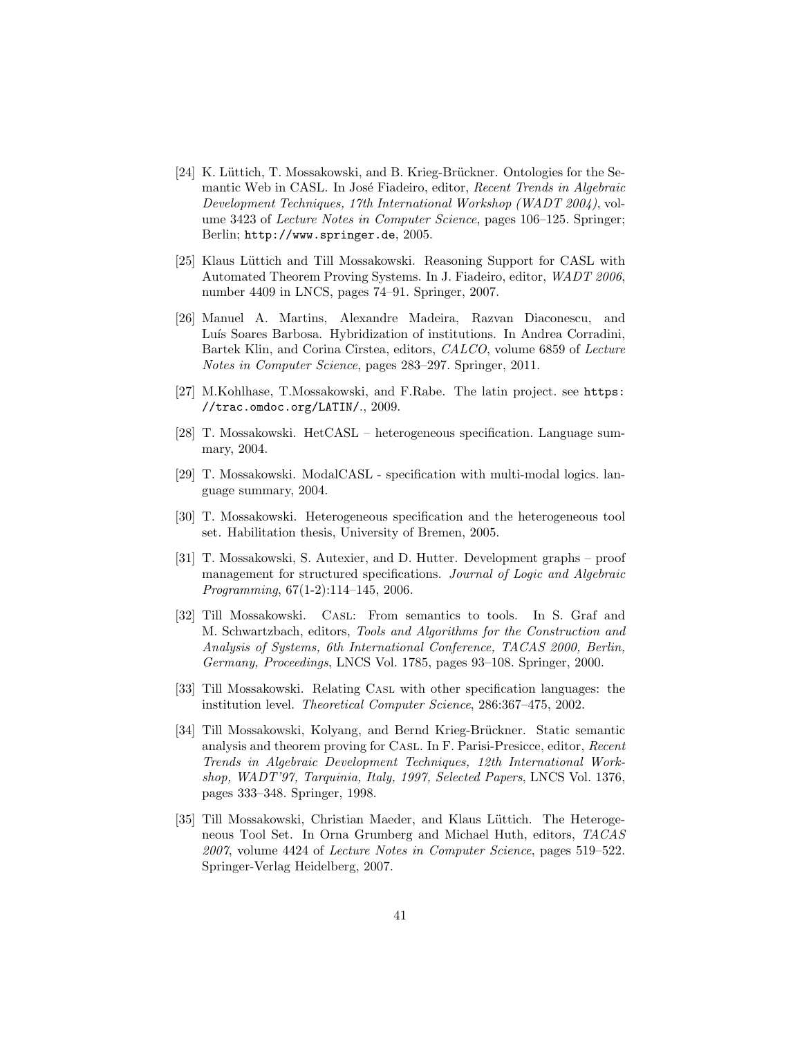[24] K. Lüttich, T. Mossakowski, and B. Krieg-Brückner. Ontologies for the Semantic Web in CASL. In José Fiadeiro, editor, *Recent Trends in Algebraic Development Techniques, 17th International Workshop (WADT 2004)*, volume 3423 of *Lecture Notes in Computer Science*, pages 106–125. Springer; Berlin; `http://www.springer.de`, 2005.

[25] Klaus Lüttich and Till Mossakowski. Reasoning Support for CASL with Automated Theorem Proving Systems. In J. Fiadeiro, editor, *WADT 2006*, number 4409 in LNCS, pages 74–91. Springer, 2007.

[26] Manuel A. Martins, Alexandre Madeira, Razvan Diaconescu, and Luís Soares Barbosa. Hybridization of institutions. In Andrea Corradini, Bartek Klin, and Corina Cîrstea, editors, *CALCO*, volume 6859 of *Lecture Notes in Computer Science*, pages 283–297. Springer, 2011.

[27] M.Kohlhase, T.Mossakowski, and F.Rabe. The latin project. see `https://trac.omdoc.org/LATIN/`., 2009.

[28] T. Mossakowski. HetCASL – heterogeneous specification. Language summary, 2004.

[29] T. Mossakowski. ModalCASL - specification with multi-modal logics. language summary, 2004.

[30] T. Mossakowski. Heterogeneous specification and the heterogeneous tool set. Habilitation thesis, University of Bremen, 2005.

[31] T. Mossakowski, S. Autexier, and D. Hutter. Development graphs – proof management for structured specifications. *Journal of Logic and Algebraic Programming*, 67(1-2):114–145, 2006.

[32] Till Mossakowski. Casl: From semantics to tools. In S. Graf and M. Schwartzbach, editors, *Tools and Algorithms for the Construction and Analysis of Systems, 6th International Conference, TACAS 2000, Berlin, Germany, Proceedings*, LNCS Vol. 1785, pages 93–108. Springer, 2000.

[33] Till Mossakowski. Relating Casl with other specification languages: the institution level. *Theoretical Computer Science*, 286:367–475, 2002.

[34] Till Mossakowski, Kolyang, and Bernd Krieg-Brückner. Static semantic analysis and theorem proving for Casl. In F. Parisi-Presicce, editor, *Recent Trends in Algebraic Development Techniques, 12th International Workshop, WADT'97, Tarquinia, Italy, 1997, Selected Papers*, LNCS Vol. 1376, pages 333–348. Springer, 1998.

[35] Till Mossakowski, Christian Maeder, and Klaus Lüttich. The Heterogeneous Tool Set. In Orna Grumberg and Michael Huth, editors, *TACAS 2007*, volume 4424 of *Lecture Notes in Computer Science*, pages 519–522. Springer-Verlag Heidelberg, 2007.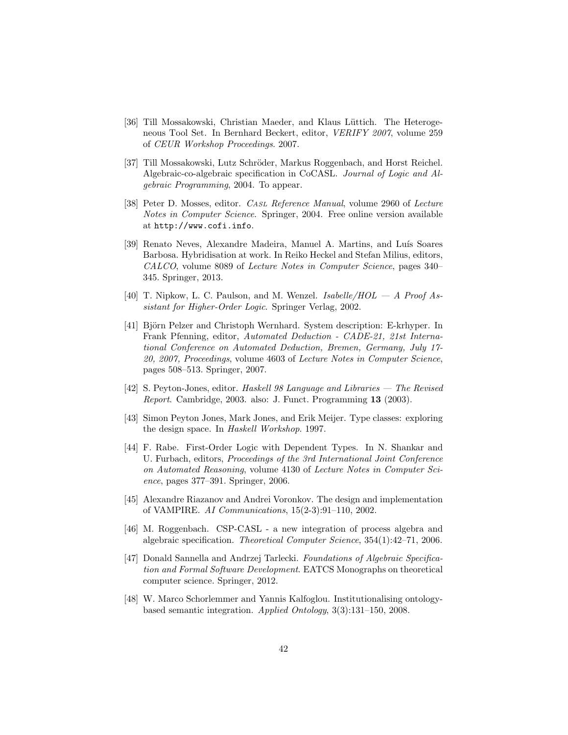[36] Till Mossakowski, Christian Maeder, and Klaus Lüttich. The Heterogeneous Tool Set. In Bernhard Beckert, editor, *VERIFY 2007*, volume 259 of *CEUR Workshop Proceedings*. 2007.

[37] Till Mossakowski, Lutz Schröder, Markus Roggenbach, and Horst Reichel. Algebraic-co-algebraic specification in CoCASL. *Journal of Logic and Algebraic Programming*, 2004. To appear.

[38] Peter D. Mosses, editor. *Casl Reference Manual*, volume 2960 of *Lecture Notes in Computer Science*. Springer, 2004. Free online version available at `http://www.cofi.info`.

[39] Renato Neves, Alexandre Madeira, Manuel A. Martins, and Luís Soares Barbosa. Hybridisation at work. In Reiko Heckel and Stefan Milius, editors, *CALCO*, volume 8089 of *Lecture Notes in Computer Science*, pages 340–345. Springer, 2013.

[40] T. Nipkow, L. C. Paulson, and M. Wenzel. *Isabelle/HOL — A Proof Assistant for Higher-Order Logic*. Springer Verlag, 2002.

[41] Björn Pelzer and Christoph Wernhard. System description: E-krhyper. In Frank Pfenning, editor, *Automated Deduction - CADE-21, 21st International Conference on Automated Deduction, Bremen, Germany, July 17-20, 2007, Proceedings*, volume 4603 of *Lecture Notes in Computer Science*, pages 508–513. Springer, 2007.

[42] S. Peyton-Jones, editor. *Haskell 98 Language and Libraries — The Revised Report*. Cambridge, 2003. also: J. Funct. Programming **13** (2003).

[43] Simon Peyton Jones, Mark Jones, and Erik Meijer. Type classes: exploring the design space. In *Haskell Workshop*. 1997.

[44] F. Rabe. First-Order Logic with Dependent Types. In N. Shankar and U. Furbach, editors, *Proceedings of the 3rd International Joint Conference on Automated Reasoning*, volume 4130 of *Lecture Notes in Computer Science*, pages 377–391. Springer, 2006.

[45] Alexandre Riazanov and Andrei Voronkov. The design and implementation of VAMPIRE. *AI Communications*, 15(2-3):91–110, 2002.

[46] M. Roggenbach. CSP-CASL - a new integration of process algebra and algebraic specification. *Theoretical Computer Science*, 354(1):42–71, 2006.

[47] Donald Sannella and Andrzej Tarlecki. *Foundations of Algebraic Specification and Formal Software Development*. EATCS Monographs on theoretical computer science. Springer, 2012.

[48] W. Marco Schorlemmer and Yannis Kalfoglou. Institutionalising ontology-based semantic integration. *Applied Ontology*, 3(3):131–150, 2008.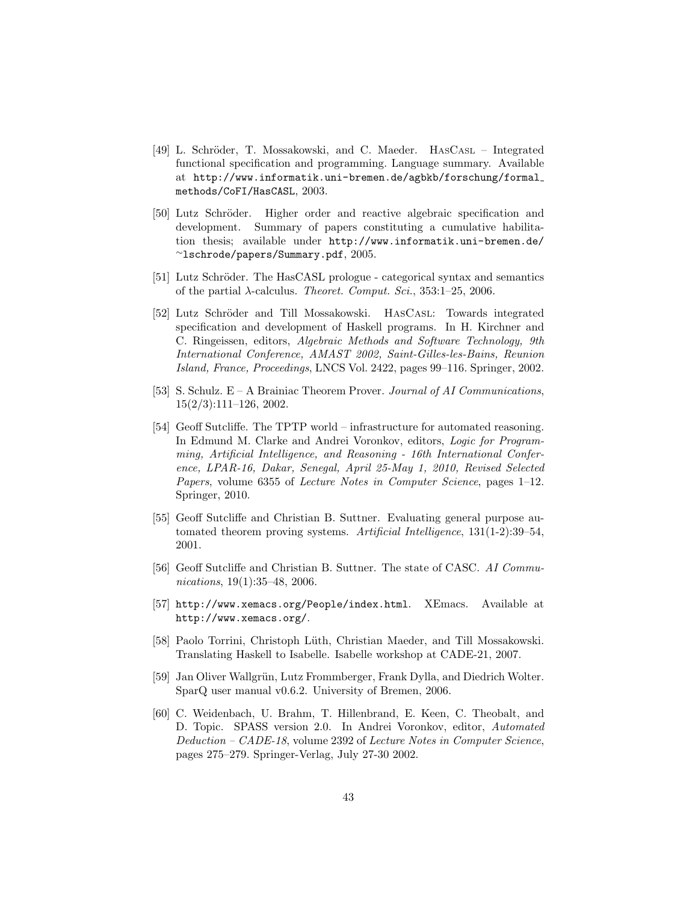[49] L. Schröder, T. Mossakowski, and C. Maeder. HasCasl – Integrated functional specification and programming. Language summary. Available at http://www.informatik.uni-bremen.de/agbkb/forschung/formal_methods/CoFI/HasCASL, 2003.

[50] Lutz Schröder. Higher order and reactive algebraic specification and development. Summary of papers constituting a cumulative habilitation thesis; available under http://www.informatik.uni-bremen.de/~lschrode/papers/Summary.pdf, 2005.

[51] Lutz Schröder. The HasCASL prologue - categorical syntax and semantics of the partial $\lambda$-calculus. *Theoret. Comput. Sci.*, 353:1–25, 2006.

[52] Lutz Schröder and Till Mossakowski. HasCasl: Towards integrated specification and development of Haskell programs. In H. Kirchner and C. Ringeissen, editors, *Algebraic Methods and Software Technology, 9th International Conference, AMAST 2002, Saint-Gilles-les-Bains, Reunion Island, France, Proceedings*, LNCS Vol. 2422, pages 99–116. Springer, 2002.

[53] S. Schulz. E – A Brainiac Theorem Prover. *Journal of AI Communications*, 15(2/3):111–126, 2002.

[54] Geoff Sutcliffe. The TPTP world – infrastructure for automated reasoning. In Edmund M. Clarke and Andrei Voronkov, editors, *Logic for Programming, Artificial Intelligence, and Reasoning - 16th International Conference, LPAR-16, Dakar, Senegal, April 25-May 1, 2010, Revised Selected Papers*, volume 6355 of *Lecture Notes in Computer Science*, pages 1–12. Springer, 2010.

[55] Geoff Sutcliffe and Christian B. Suttner. Evaluating general purpose automated theorem proving systems. *Artificial Intelligence*, 131(1-2):39–54, 2001.

[56] Geoff Sutcliffe and Christian B. Suttner. The state of CASC. *AI Communications*, 19(1):35–48, 2006.

[57] http://www.xemacs.org/People/index.html. XEmacs. Available at http://www.xemacs.org/.

[58] Paolo Torrini, Christoph Lüth, Christian Maeder, and Till Mossakowski. Translating Haskell to Isabelle. Isabelle workshop at CADE-21, 2007.

[59] Jan Oliver Wallgrün, Lutz Frommberger, Frank Dylla, and Diedrich Wolter. SparQ user manual v0.6.2. University of Bremen, 2006.

[60] C. Weidenbach, U. Brahm, T. Hillenbrand, E. Keen, C. Theobalt, and D. Topic. SPASS version 2.0. In Andrei Voronkov, editor, *Automated Deduction – CADE-18*, volume 2392 of *Lecture Notes in Computer Science*, pages 275–279. Springer-Verlag, July 27-30 2002.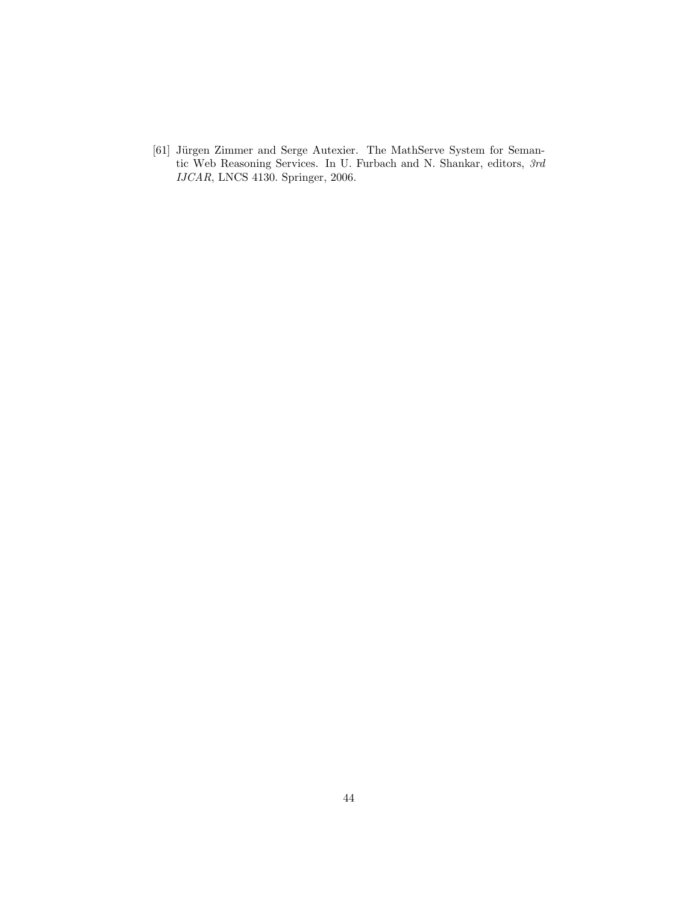[61] Jürgen Zimmer and Serge Autexier. The MathServe System for Semantic Web Reasoning Services. In U. Furbach and N. Shankar, editors, *3rd IJCAR*, LNCS 4130. Springer, 2006.